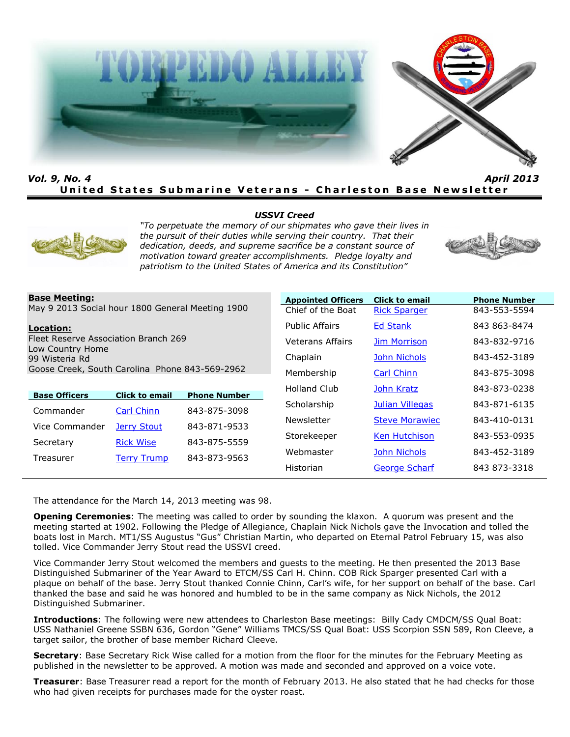# TORPEDO ALLEY

***Vol. 9, No. 4*** ***April 2013***

**United States Submarine Veterans - Charleston Base Newsletter**

***USSVI Creed***

*"To perpetuate the memory of our shipmates who gave their lives in the pursuit of their duties while serving their country. That their dedication, deeds, and supreme sacrifice be a constant source of motivation toward greater accomplishments. Pledge loyalty and patriotism to the United States of America and its Constitution"*

**Base Meeting:**
May 9 2013 Social hour 1800 General Meeting 1900

**Location:**
Fleet Reserve Association Branch 269
Low Country Home
99 Wisteria Rd
Goose Creek, South Carolina Phone 843-569-2962

| Base Officers | Click to email | Phone Number |
|---|---|---|
| Commander | Carl Chinn | 843-875-3098 |
| Vice Commander | Jerry Stout | 843-871-9533 |
| Secretary | Rick Wise | 843-875-5559 |
| Treasurer | Terry Trump | 843-873-9563 |

| Appointed Officers | Click to email | Phone Number |
|---|---|---|
| Chief of the Boat | Rick Sparger | 843-553-5594 |
| Public Affairs | Ed Stank | 843 863-8474 |
| Veterans Affairs | Jim Morrison | 843-832-9716 |
| Chaplain | John Nichols | 843-452-3189 |
| Membership | Carl Chinn | 843-875-3098 |
| Holland Club | John Kratz | 843-873-0238 |
| Scholarship | Julian Villegas | 843-871-6135 |
| Newsletter | Steve Morawiec | 843-410-0131 |
| Storekeeper | Ken Hutchison | 843-553-0935 |
| Webmaster | John Nichols | 843-452-3189 |
| Historian | George Scharf | 843 873-3318 |

The attendance for the March 14, 2013 meeting was 98.

**Opening Ceremonies**: The meeting was called to order by sounding the klaxon. A quorum was present and the meeting started at 1902. Following the Pledge of Allegiance, Chaplain Nick Nichols gave the Invocation and tolled the boats lost in March. MT1/SS Augustus "Gus" Christian Martin, who departed on Eternal Patrol February 15, was also tolled. Vice Commander Jerry Stout read the USSVI creed.

Vice Commander Jerry Stout welcomed the members and guests to the meeting. He then presented the 2013 Base Distinguished Submariner of the Year Award to ETCM/SS Carl H. Chinn. COB Rick Sparger presented Carl with a plaque on behalf of the base. Jerry Stout thanked Connie Chinn, Carl's wife, for her support on behalf of the base. Carl thanked the base and said he was honored and humbled to be in the same company as Nick Nichols, the 2012 Distinguished Submariner.

**Introductions**: The following were new attendees to Charleston Base meetings: Billy Cady CMDCM/SS Qual Boat: USS Nathaniel Greene SSBN 636, Gordon "Gene" Williams TMCS/SS Qual Boat: USS Scorpion SSN 589, Ron Cleeve, a target sailor, the brother of base member Richard Cleeve.

**Secretary**: Base Secretary Rick Wise called for a motion from the floor for the minutes for the February Meeting as published in the newsletter to be approved. A motion was made and seconded and approved on a voice vote.

**Treasurer**: Base Treasurer read a report for the month of February 2013. He also stated that he had checks for those who had given receipts for purchases made for the oyster roast.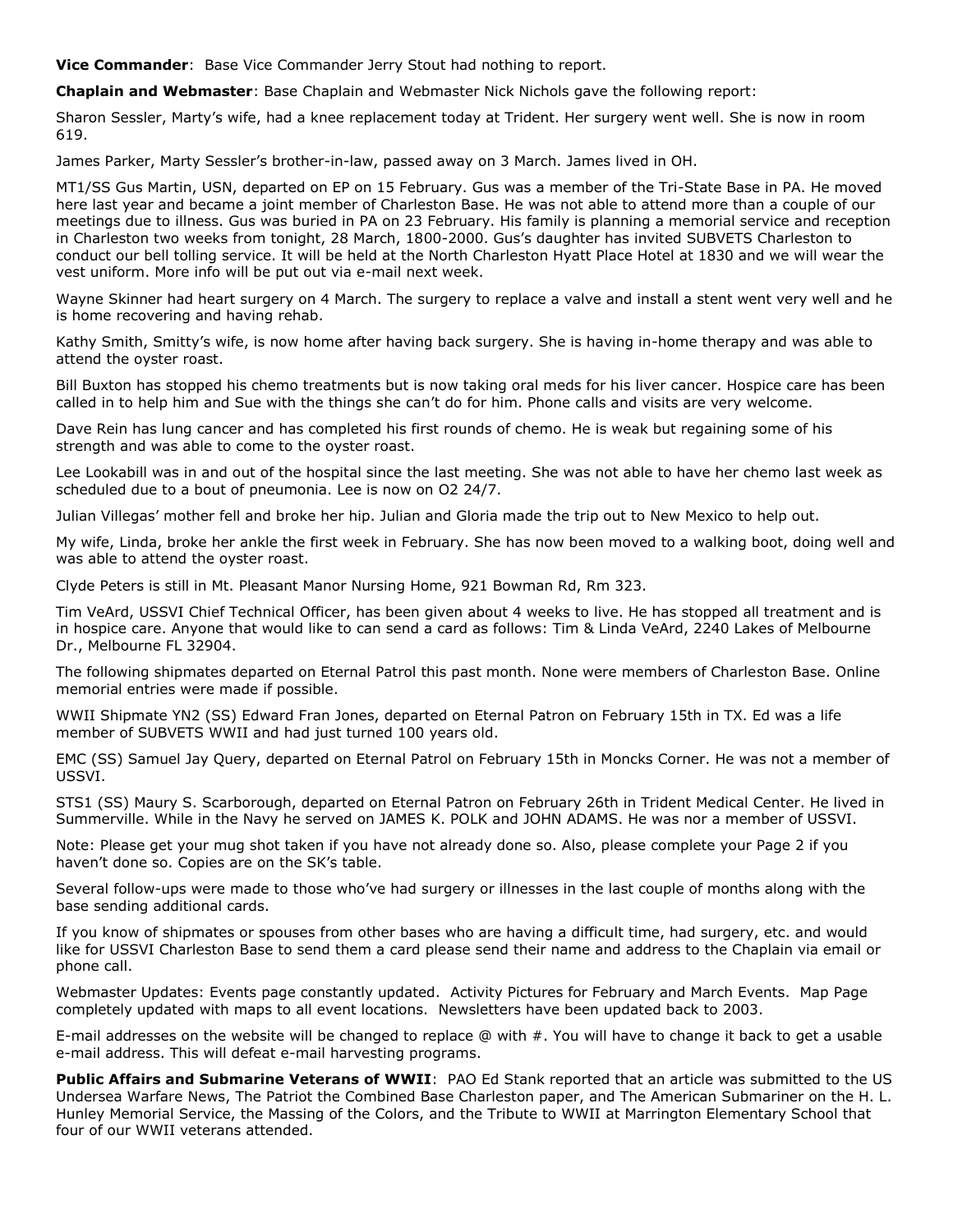**Vice Commander**: Base Vice Commander Jerry Stout had nothing to report.

**Chaplain and Webmaster**: Base Chaplain and Webmaster Nick Nichols gave the following report:

Sharon Sessler, Marty's wife, had a knee replacement today at Trident. Her surgery went well. She is now in room 619.

James Parker, Marty Sessler's brother-in-law, passed away on 3 March. James lived in OH.

MT1/SS Gus Martin, USN, departed on EP on 15 February. Gus was a member of the Tri-State Base in PA. He moved here last year and became a joint member of Charleston Base. He was not able to attend more than a couple of our meetings due to illness. Gus was buried in PA on 23 February. His family is planning a memorial service and reception in Charleston two weeks from tonight, 28 March, 1800-2000. Gus's daughter has invited SUBVETS Charleston to conduct our bell tolling service. It will be held at the North Charleston Hyatt Place Hotel at 1830 and we will wear the vest uniform. More info will be put out via e-mail next week.

Wayne Skinner had heart surgery on 4 March. The surgery to replace a valve and install a stent went very well and he is home recovering and having rehab.

Kathy Smith, Smitty's wife, is now home after having back surgery. She is having in-home therapy and was able to attend the oyster roast.

Bill Buxton has stopped his chemo treatments but is now taking oral meds for his liver cancer. Hospice care has been called in to help him and Sue with the things she can't do for him. Phone calls and visits are very welcome.

Dave Rein has lung cancer and has completed his first rounds of chemo. He is weak but regaining some of his strength and was able to come to the oyster roast.

Lee Lookabill was in and out of the hospital since the last meeting. She was not able to have her chemo last week as scheduled due to a bout of pneumonia. Lee is now on O2 24/7.

Julian Villegas' mother fell and broke her hip. Julian and Gloria made the trip out to New Mexico to help out.

My wife, Linda, broke her ankle the first week in February. She has now been moved to a walking boot, doing well and was able to attend the oyster roast.

Clyde Peters is still in Mt. Pleasant Manor Nursing Home, 921 Bowman Rd, Rm 323.

Tim VeArd, USSVI Chief Technical Officer, has been given about 4 weeks to live. He has stopped all treatment and is in hospice care. Anyone that would like to can send a card as follows: Tim & Linda VeArd, 2240 Lakes of Melbourne Dr., Melbourne FL 32904.

The following shipmates departed on Eternal Patrol this past month. None were members of Charleston Base. Online memorial entries were made if possible.

WWII Shipmate YN2 (SS) Edward Fran Jones, departed on Eternal Patron on February 15th in TX. Ed was a life member of SUBVETS WWII and had just turned 100 years old.

EMC (SS) Samuel Jay Query, departed on Eternal Patrol on February 15th in Moncks Corner. He was not a member of USSVI.

STS1 (SS) Maury S. Scarborough, departed on Eternal Patron on February 26th in Trident Medical Center. He lived in Summerville. While in the Navy he served on JAMES K. POLK and JOHN ADAMS. He was nor a member of USSVI.

Note: Please get your mug shot taken if you have not already done so. Also, please complete your Page 2 if you haven't done so. Copies are on the SK's table.

Several follow-ups were made to those who've had surgery or illnesses in the last couple of months along with the base sending additional cards.

If you know of shipmates or spouses from other bases who are having a difficult time, had surgery, etc. and would like for USSVI Charleston Base to send them a card please send their name and address to the Chaplain via email or phone call.

Webmaster Updates: Events page constantly updated. Activity Pictures for February and March Events. Map Page completely updated with maps to all event locations. Newsletters have been updated back to 2003.

E-mail addresses on the website will be changed to replace @ with #. You will have to change it back to get a usable e-mail address. This will defeat e-mail harvesting programs.

**Public Affairs and Submarine Veterans of WWII**: PAO Ed Stank reported that an article was submitted to the US Undersea Warfare News, The Patriot the Combined Base Charleston paper, and The American Submariner on the H. L. Hunley Memorial Service, the Massing of the Colors, and the Tribute to WWII at Marrington Elementary School that four of our WWII veterans attended.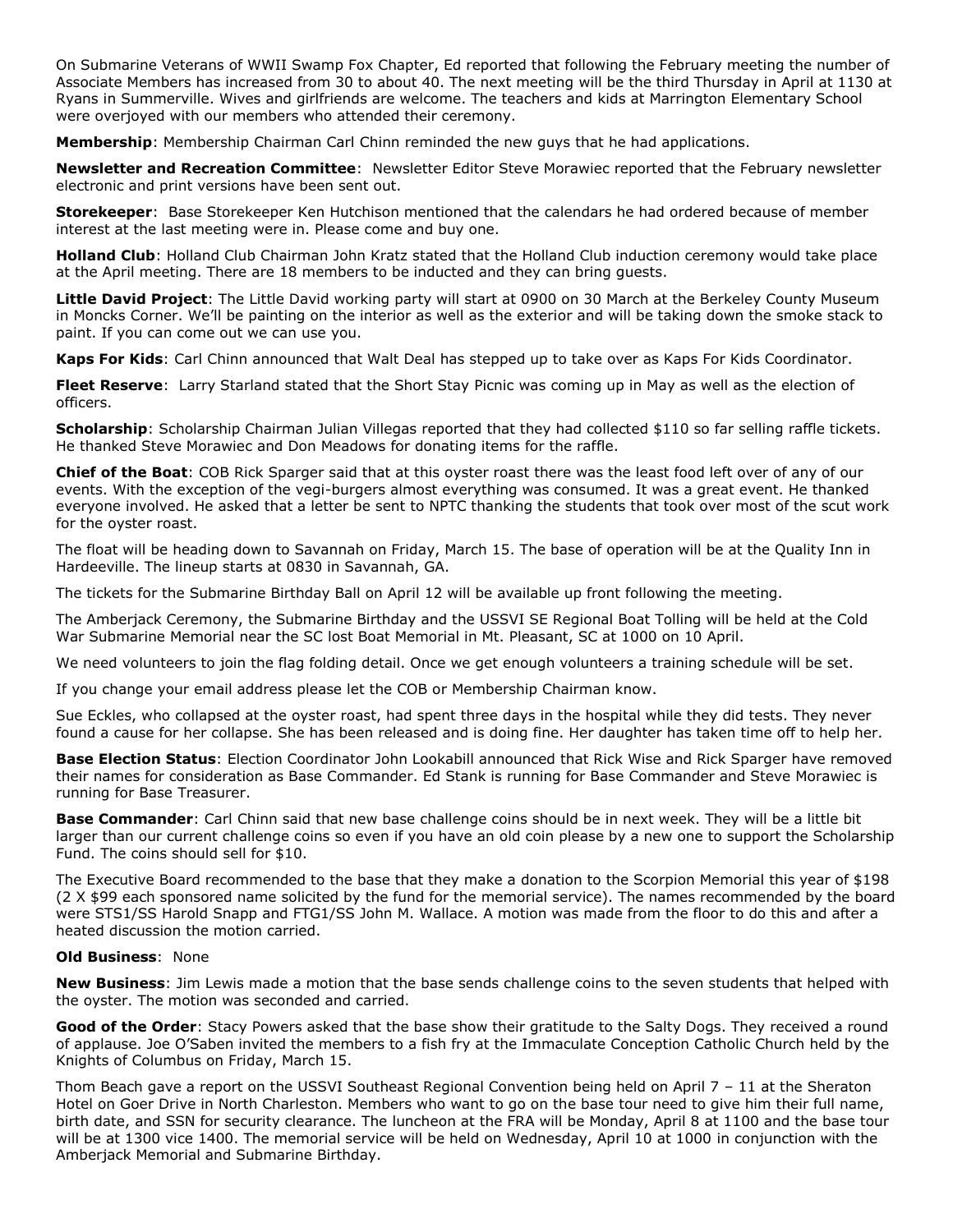On Submarine Veterans of WWII Swamp Fox Chapter, Ed reported that following the February meeting the number of Associate Members has increased from 30 to about 40. The next meeting will be the third Thursday in April at 1130 at Ryans in Summerville. Wives and girlfriends are welcome. The teachers and kids at Marrington Elementary School were overjoyed with our members who attended their ceremony.

**Membership**: Membership Chairman Carl Chinn reminded the new guys that he had applications.

**Newsletter and Recreation Committee**: Newsletter Editor Steve Morawiec reported that the February newsletter electronic and print versions have been sent out.

**Storekeeper**: Base Storekeeper Ken Hutchison mentioned that the calendars he had ordered because of member interest at the last meeting were in. Please come and buy one.

**Holland Club**: Holland Club Chairman John Kratz stated that the Holland Club induction ceremony would take place at the April meeting. There are 18 members to be inducted and they can bring guests.

**Little David Project**: The Little David working party will start at 0900 on 30 March at the Berkeley County Museum in Moncks Corner. We'll be painting on the interior as well as the exterior and will be taking down the smoke stack to paint. If you can come out we can use you.

**Kaps For Kids**: Carl Chinn announced that Walt Deal has stepped up to take over as Kaps For Kids Coordinator.

**Fleet Reserve**: Larry Starland stated that the Short Stay Picnic was coming up in May as well as the election of officers.

**Scholarship**: Scholarship Chairman Julian Villegas reported that they had collected $110 so far selling raffle tickets. He thanked Steve Morawiec and Don Meadows for donating items for the raffle.

**Chief of the Boat**: COB Rick Sparger said that at this oyster roast there was the least food left over of any of our events. With the exception of the vegi-burgers almost everything was consumed. It was a great event. He thanked everyone involved. He asked that a letter be sent to NPTC thanking the students that took over most of the scut work for the oyster roast.

The float will be heading down to Savannah on Friday, March 15. The base of operation will be at the Quality Inn in Hardeeville. The lineup starts at 0830 in Savannah, GA.

The tickets for the Submarine Birthday Ball on April 12 will be available up front following the meeting.

The Amberjack Ceremony, the Submarine Birthday and the USSVI SE Regional Boat Tolling will be held at the Cold War Submarine Memorial near the SC lost Boat Memorial in Mt. Pleasant, SC at 1000 on 10 April.

We need volunteers to join the flag folding detail. Once we get enough volunteers a training schedule will be set.

If you change your email address please let the COB or Membership Chairman know.

Sue Eckles, who collapsed at the oyster roast, had spent three days in the hospital while they did tests. They never found a cause for her collapse. She has been released and is doing fine. Her daughter has taken time off to help her.

**Base Election Status**: Election Coordinator John Lookabill announced that Rick Wise and Rick Sparger have removed their names for consideration as Base Commander. Ed Stank is running for Base Commander and Steve Morawiec is running for Base Treasurer.

**Base Commander**: Carl Chinn said that new base challenge coins should be in next week. They will be a little bit larger than our current challenge coins so even if you have an old coin please by a new one to support the Scholarship Fund. The coins should sell for $10.

The Executive Board recommended to the base that they make a donation to the Scorpion Memorial this year of $198 (2 X $99 each sponsored name solicited by the fund for the memorial service). The names recommended by the board were STS1/SS Harold Snapp and FTG1/SS John M. Wallace. A motion was made from the floor to do this and after a heated discussion the motion carried.

**Old Business**: None

**New Business**: Jim Lewis made a motion that the base sends challenge coins to the seven students that helped with the oyster. The motion was seconded and carried.

**Good of the Order**: Stacy Powers asked that the base show their gratitude to the Salty Dogs. They received a round of applause. Joe O'Saben invited the members to a fish fry at the Immaculate Conception Catholic Church held by the Knights of Columbus on Friday, March 15.

Thom Beach gave a report on the USSVI Southeast Regional Convention being held on April 7 – 11 at the Sheraton Hotel on Goer Drive in North Charleston. Members who want to go on the base tour need to give him their full name, birth date, and SSN for security clearance. The luncheon at the FRA will be Monday, April 8 at 1100 and the base tour will be at 1300 vice 1400. The memorial service will be held on Wednesday, April 10 at 1000 in conjunction with the Amberjack Memorial and Submarine Birthday.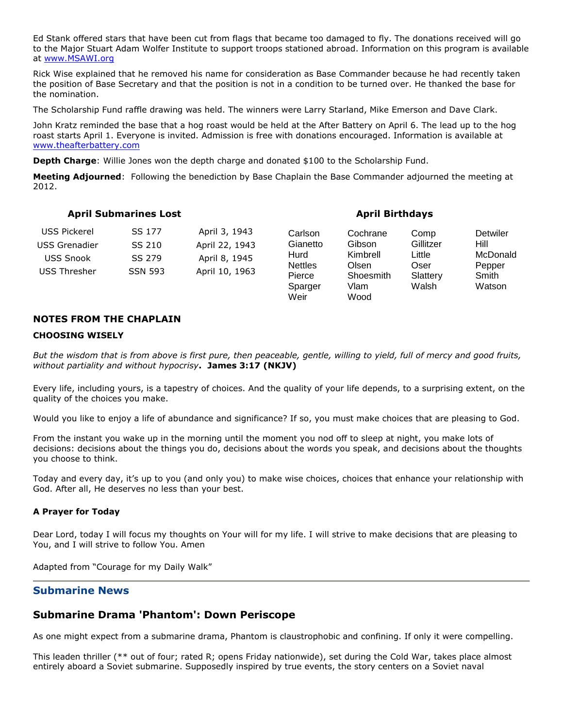Ed Stank offered stars that have been cut from flags that became too damaged to fly. The donations received will go to the Major Stuart Adam Wolfer Institute to support troops stationed abroad. Information on this program is available at www.MSAWI.org

Rick Wise explained that he removed his name for consideration as Base Commander because he had recently taken the position of Base Secretary and that the position is not in a condition to be turned over. He thanked the base for the nomination.

The Scholarship Fund raffle drawing was held. The winners were Larry Starland, Mike Emerson and Dave Clark.

John Kratz reminded the base that a hog roast would be held at the After Battery on April 6. The lead up to the hog roast starts April 1. Everyone is invited. Admission is free with donations encouraged. Information is available at www.theafterbattery.com

**Depth Charge**: Willie Jones won the depth charge and donated $100 to the Scholarship Fund.

**Meeting Adjourned**: Following the benediction by Base Chaplain the Base Commander adjourned the meeting at 2012.

**April Submarines Lost**

| | | |
|---|---|---|
| USS Pickerel | SS 177 | April 3, 1943 |
| USS Grenadier | SS 210 | April 22, 1943 |
| USS Snook | SS 279 | April 8, 1945 |
| USS Thresher | SSN 593 | April 10, 1963 |

**April Birthdays**

| | | | |
|---|---|---|---|
| Carlson | Cochrane | Comp | Detwiler |
| Gianetto | Gibson | Gillitzer | Hill |
| Hurd | Kimbrell | Little | McDonald |
| Nettles | Olsen | Oser | Pepper |
| Pierce | Shoesmith | Slattery | Smith |
| Sparger | Vlam | Walsh | Watson |
| Weir | Wood | | |

## NOTES FROM THE CHAPLAIN

### CHOOSING WISELY

*But the wisdom that is from above is first pure, then peaceable, gentle, willing to yield, full of mercy and good fruits, without partiality and without hypocrisy***. James 3:17 (NKJV)**

Every life, including yours, is a tapestry of choices. And the quality of your life depends, to a surprising extent, on the quality of the choices you make.

Would you like to enjoy a life of abundance and significance? If so, you must make choices that are pleasing to God.

From the instant you wake up in the morning until the moment you nod off to sleep at night, you make lots of decisions: decisions about the things you do, decisions about the words you speak, and decisions about the thoughts you choose to think.

Today and every day, it's up to you (and only you) to make wise choices, choices that enhance your relationship with God. After all, He deserves no less than your best.

**A Prayer for Today**

Dear Lord, today I will focus my thoughts on Your will for my life. I will strive to make decisions that are pleasing to You, and I will strive to follow You. Amen

Adapted from "Courage for my Daily Walk"

---

## Submarine News

## Submarine Drama 'Phantom': Down Periscope

As one might expect from a submarine drama, Phantom is claustrophobic and confining. If only it were compelling.

This leaden thriller (** out of four; rated R; opens Friday nationwide), set during the Cold War, takes place almost entirely aboard a Soviet submarine. Supposedly inspired by true events, the story centers on a Soviet naval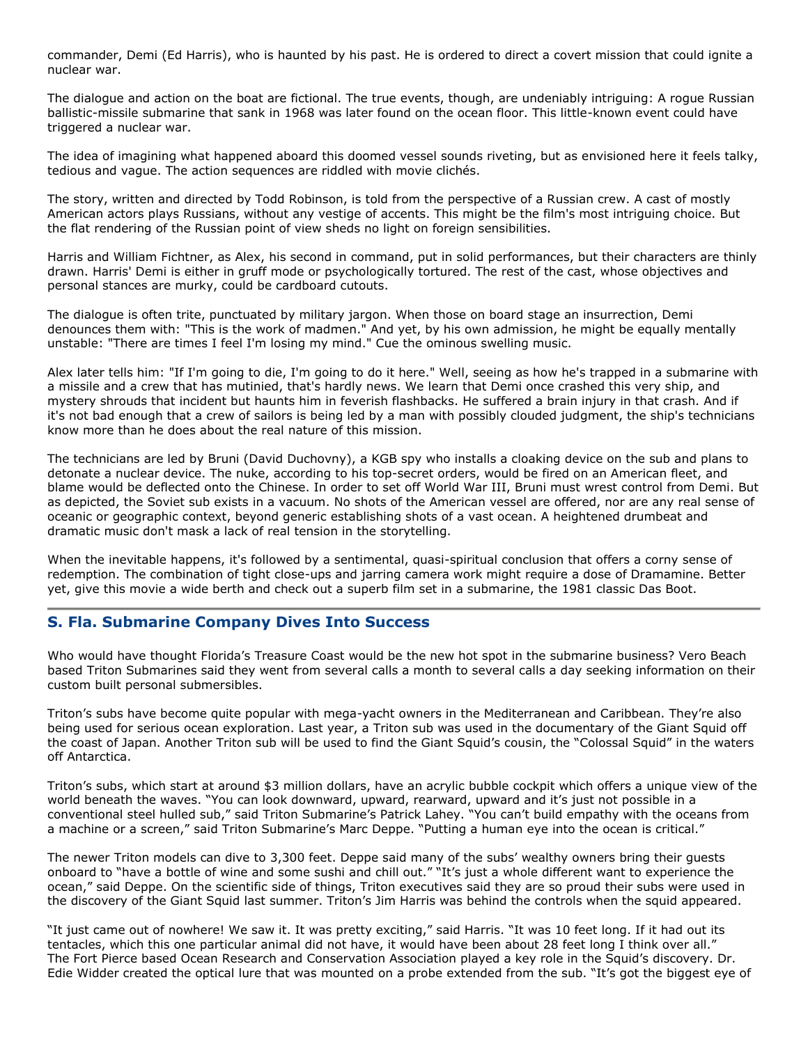commander, Demi (Ed Harris), who is haunted by his past. He is ordered to direct a covert mission that could ignite a nuclear war.

The dialogue and action on the boat are fictional. The true events, though, are undeniably intriguing: A rogue Russian ballistic-missile submarine that sank in 1968 was later found on the ocean floor. This little-known event could have triggered a nuclear war.

The idea of imagining what happened aboard this doomed vessel sounds riveting, but as envisioned here it feels talky, tedious and vague. The action sequences are riddled with movie clichés.

The story, written and directed by Todd Robinson, is told from the perspective of a Russian crew. A cast of mostly American actors plays Russians, without any vestige of accents. This might be the film's most intriguing choice. But the flat rendering of the Russian point of view sheds no light on foreign sensibilities.

Harris and William Fichtner, as Alex, his second in command, put in solid performances, but their characters are thinly drawn. Harris' Demi is either in gruff mode or psychologically tortured. The rest of the cast, whose objectives and personal stances are murky, could be cardboard cutouts.

The dialogue is often trite, punctuated by military jargon. When those on board stage an insurrection, Demi denounces them with: "This is the work of madmen." And yet, by his own admission, he might be equally mentally unstable: "There are times I feel I'm losing my mind." Cue the ominous swelling music.

Alex later tells him: "If I'm going to die, I'm going to do it here." Well, seeing as how he's trapped in a submarine with a missile and a crew that has mutinied, that's hardly news. We learn that Demi once crashed this very ship, and mystery shrouds that incident but haunts him in feverish flashbacks. He suffered a brain injury in that crash. And if it's not bad enough that a crew of sailors is being led by a man with possibly clouded judgment, the ship's technicians know more than he does about the real nature of this mission.

The technicians are led by Bruni (David Duchovny), a KGB spy who installs a cloaking device on the sub and plans to detonate a nuclear device. The nuke, according to his top-secret orders, would be fired on an American fleet, and blame would be deflected onto the Chinese. In order to set off World War III, Bruni must wrest control from Demi. But as depicted, the Soviet sub exists in a vacuum. No shots of the American vessel are offered, nor are any real sense of oceanic or geographic context, beyond generic establishing shots of a vast ocean. A heightened drumbeat and dramatic music don't mask a lack of real tension in the storytelling.

When the inevitable happens, it's followed by a sentimental, quasi-spiritual conclusion that offers a corny sense of redemption. The combination of tight close-ups and jarring camera work might require a dose of Dramamine. Better yet, give this movie a wide berth and check out a superb film set in a submarine, the 1981 classic Das Boot.

## S. Fla. Submarine Company Dives Into Success

Who would have thought Florida's Treasure Coast would be the new hot spot in the submarine business? Vero Beach based Triton Submarines said they went from several calls a month to several calls a day seeking information on their custom built personal submersibles.

Triton's subs have become quite popular with mega-yacht owners in the Mediterranean and Caribbean. They're also being used for serious ocean exploration. Last year, a Triton sub was used in the documentary of the Giant Squid off the coast of Japan. Another Triton sub will be used to find the Giant Squid's cousin, the "Colossal Squid" in the waters off Antarctica.

Triton's subs, which start at around $3 million dollars, have an acrylic bubble cockpit which offers a unique view of the world beneath the waves. "You can look downward, upward, rearward, upward and it's just not possible in a conventional steel hulled sub," said Triton Submarine's Patrick Lahey. "You can't build empathy with the oceans from a machine or a screen," said Triton Submarine's Marc Deppe. "Putting a human eye into the ocean is critical."

The newer Triton models can dive to 3,300 feet. Deppe said many of the subs' wealthy owners bring their guests onboard to "have a bottle of wine and some sushi and chill out." "It's just a whole different want to experience the ocean," said Deppe. On the scientific side of things, Triton executives said they are so proud their subs were used in the discovery of the Giant Squid last summer. Triton's Jim Harris was behind the controls when the squid appeared.

"It just came out of nowhere! We saw it. It was pretty exciting," said Harris. "It was 10 feet long. If it had out its tentacles, which this one particular animal did not have, it would have been about 28 feet long I think over all." The Fort Pierce based Ocean Research and Conservation Association played a key role in the Squid's discovery. Dr. Edie Widder created the optical lure that was mounted on a probe extended from the sub. "It's got the biggest eye of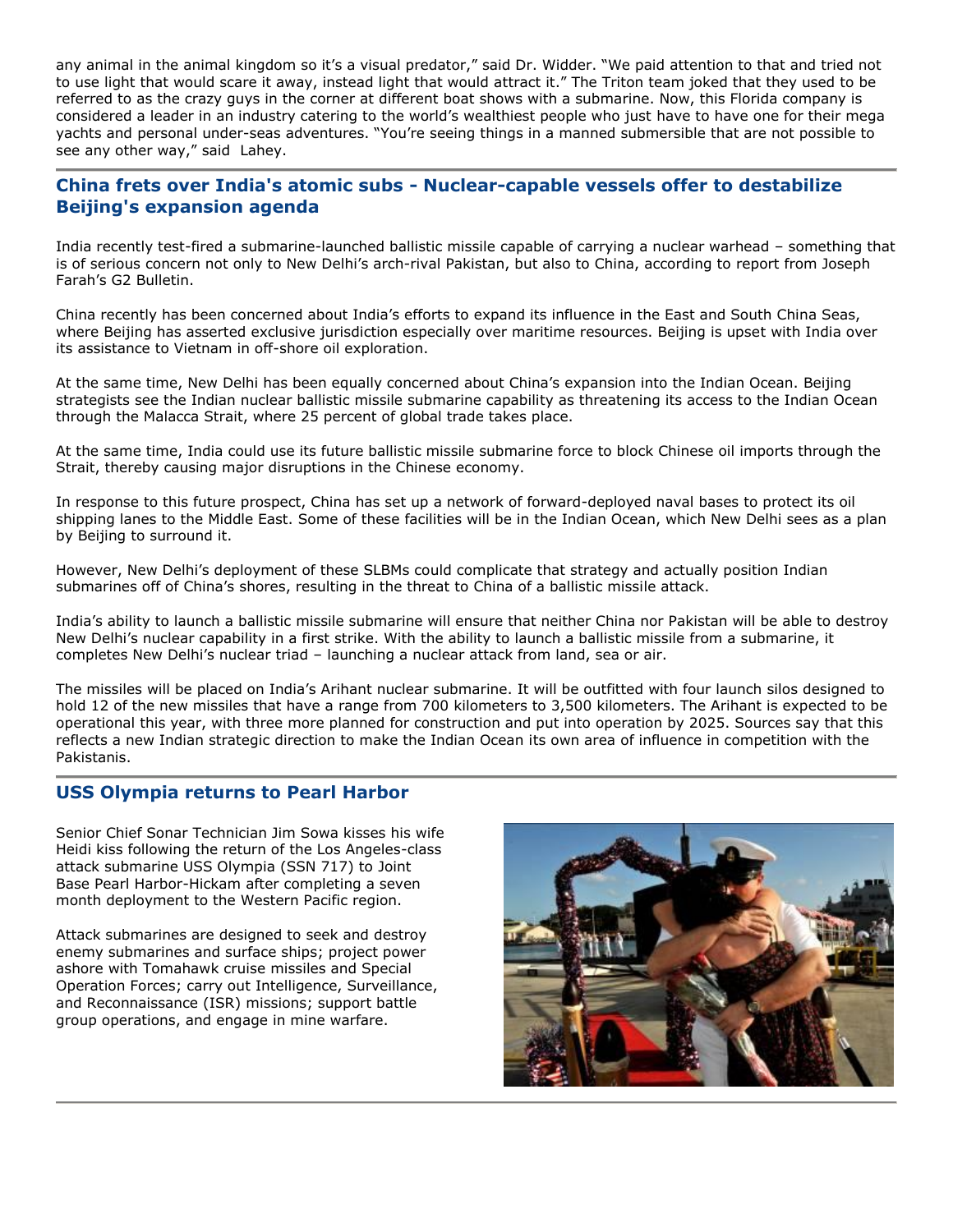any animal in the animal kingdom so it's a visual predator," said Dr. Widder. "We paid attention to that and tried not to use light that would scare it away, instead light that would attract it." The Triton team joked that they used to be referred to as the crazy guys in the corner at different boat shows with a submarine. Now, this Florida company is considered a leader in an industry catering to the world's wealthiest people who just have to have one for their mega yachts and personal under-seas adventures. "You're seeing things in a manned submersible that are not possible to see any other way," said Lahey.

## China frets over India's atomic subs - Nuclear-capable vessels offer to destabilize Beijing's expansion agenda

India recently test-fired a submarine-launched ballistic missile capable of carrying a nuclear warhead – something that is of serious concern not only to New Delhi's arch-rival Pakistan, but also to China, according to report from Joseph Farah's G2 Bulletin.

China recently has been concerned about India's efforts to expand its influence in the East and South China Seas, where Beijing has asserted exclusive jurisdiction especially over maritime resources. Beijing is upset with India over its assistance to Vietnam in off-shore oil exploration.

At the same time, New Delhi has been equally concerned about China's expansion into the Indian Ocean. Beijing strategists see the Indian nuclear ballistic missile submarine capability as threatening its access to the Indian Ocean through the Malacca Strait, where 25 percent of global trade takes place.

At the same time, India could use its future ballistic missile submarine force to block Chinese oil imports through the Strait, thereby causing major disruptions in the Chinese economy.

In response to this future prospect, China has set up a network of forward-deployed naval bases to protect its oil shipping lanes to the Middle East. Some of these facilities will be in the Indian Ocean, which New Delhi sees as a plan by Beijing to surround it.

However, New Delhi's deployment of these SLBMs could complicate that strategy and actually position Indian submarines off of China's shores, resulting in the threat to China of a ballistic missile attack.

India's ability to launch a ballistic missile submarine will ensure that neither China nor Pakistan will be able to destroy New Delhi's nuclear capability in a first strike. With the ability to launch a ballistic missile from a submarine, it completes New Delhi's nuclear triad – launching a nuclear attack from land, sea or air.

The missiles will be placed on India's Arihant nuclear submarine. It will be outfitted with four launch silos designed to hold 12 of the new missiles that have a range from 700 kilometers to 3,500 kilometers. The Arihant is expected to be operational this year, with three more planned for construction and put into operation by 2025. Sources say that this reflects a new Indian strategic direction to make the Indian Ocean its own area of influence in competition with the Pakistanis.

## USS Olympia returns to Pearl Harbor

Senior Chief Sonar Technician Jim Sowa kisses his wife Heidi kiss following the return of the Los Angeles-class attack submarine USS Olympia (SSN 717) to Joint Base Pearl Harbor-Hickam after completing a seven month deployment to the Western Pacific region.

Attack submarines are designed to seek and destroy enemy submarines and surface ships; project power ashore with Tomahawk cruise missiles and Special Operation Forces; carry out Intelligence, Surveillance, and Reconnaissance (ISR) missions; support battle group operations, and engage in mine warfare.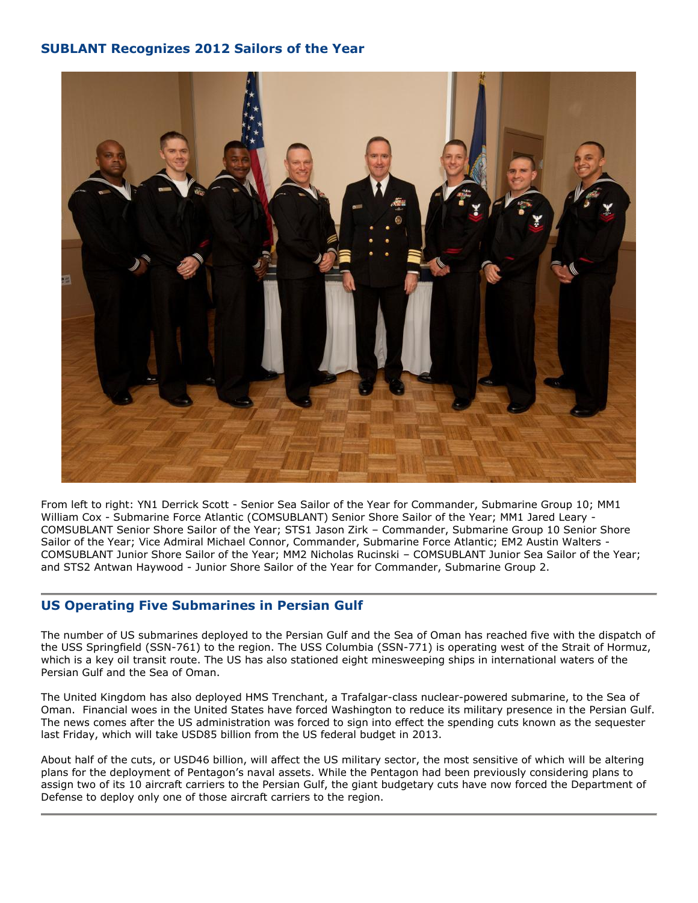## SUBLANT Recognizes 2012 Sailors of the Year

From left to right: YN1 Derrick Scott - Senior Sea Sailor of the Year for Commander, Submarine Group 10; MM1 William Cox - Submarine Force Atlantic (COMSUBLANT) Senior Shore Sailor of the Year; MM1 Jared Leary - COMSUBLANT Senior Shore Sailor of the Year; STS1 Jason Zirk – Commander, Submarine Group 10 Senior Shore Sailor of the Year; Vice Admiral Michael Connor, Commander, Submarine Force Atlantic; EM2 Austin Walters - COMSUBLANT Junior Shore Sailor of the Year; MM2 Nicholas Rucinski – COMSUBLANT Junior Sea Sailor of the Year; and STS2 Antwan Haywood - Junior Shore Sailor of the Year for Commander, Submarine Group 2.

---

## US Operating Five Submarines in Persian Gulf

The number of US submarines deployed to the Persian Gulf and the Sea of Oman has reached five with the dispatch of the USS Springfield (SSN-761) to the region. The USS Columbia (SSN-771) is operating west of the Strait of Hormuz, which is a key oil transit route. The US has also stationed eight minesweeping ships in international waters of the Persian Gulf and the Sea of Oman.

The United Kingdom has also deployed HMS Trenchant, a Trafalgar-class nuclear-powered submarine, to the Sea of Oman. Financial woes in the United States have forced Washington to reduce its military presence in the Persian Gulf. The news comes after the US administration was forced to sign into effect the spending cuts known as the sequester last Friday, which will take USD85 billion from the US federal budget in 2013.

About half of the cuts, or USD46 billion, will affect the US military sector, the most sensitive of which will be altering plans for the deployment of Pentagon's naval assets. While the Pentagon had been previously considering plans to assign two of its 10 aircraft carriers to the Persian Gulf, the giant budgetary cuts have now forced the Department of Defense to deploy only one of those aircraft carriers to the region.

---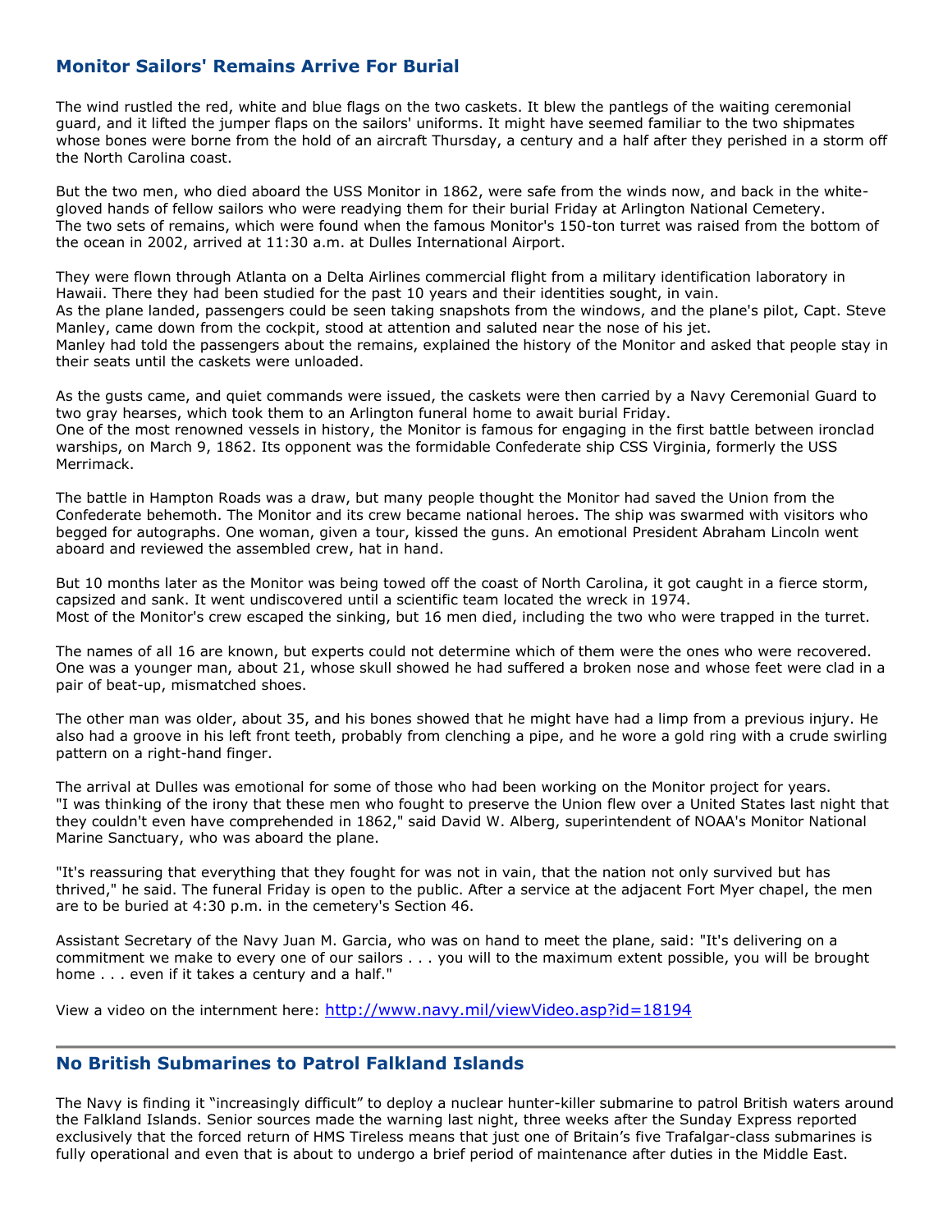## Monitor Sailors' Remains Arrive For Burial

The wind rustled the red, white and blue flags on the two caskets. It blew the pantlegs of the waiting ceremonial guard, and it lifted the jumper flaps on the sailors' uniforms. It might have seemed familiar to the two shipmates whose bones were borne from the hold of an aircraft Thursday, a century and a half after they perished in a storm off the North Carolina coast.

But the two men, who died aboard the USS Monitor in 1862, were safe from the winds now, and back in the white-gloved hands of fellow sailors who were readying them for their burial Friday at Arlington National Cemetery.
The two sets of remains, which were found when the famous Monitor's 150-ton turret was raised from the bottom of the ocean in 2002, arrived at 11:30 a.m. at Dulles International Airport.

They were flown through Atlanta on a Delta Airlines commercial flight from a military identification laboratory in Hawaii. There they had been studied for the past 10 years and their identities sought, in vain.
As the plane landed, passengers could be seen taking snapshots from the windows, and the plane's pilot, Capt. Steve Manley, came down from the cockpit, stood at attention and saluted near the nose of his jet.
Manley had told the passengers about the remains, explained the history of the Monitor and asked that people stay in their seats until the caskets were unloaded.

As the gusts came, and quiet commands were issued, the caskets were then carried by a Navy Ceremonial Guard to two gray hearses, which took them to an Arlington funeral home to await burial Friday.
One of the most renowned vessels in history, the Monitor is famous for engaging in the first battle between ironclad warships, on March 9, 1862. Its opponent was the formidable Confederate ship CSS Virginia, formerly the USS Merrimack.

The battle in Hampton Roads was a draw, but many people thought the Monitor had saved the Union from the Confederate behemoth. The Monitor and its crew became national heroes. The ship was swarmed with visitors who begged for autographs. One woman, given a tour, kissed the guns. An emotional President Abraham Lincoln went aboard and reviewed the assembled crew, hat in hand.

But 10 months later as the Monitor was being towed off the coast of North Carolina, it got caught in a fierce storm, capsized and sank. It went undiscovered until a scientific team located the wreck in 1974.
Most of the Monitor's crew escaped the sinking, but 16 men died, including the two who were trapped in the turret.

The names of all 16 are known, but experts could not determine which of them were the ones who were recovered. One was a younger man, about 21, whose skull showed he had suffered a broken nose and whose feet were clad in a pair of beat-up, mismatched shoes.

The other man was older, about 35, and his bones showed that he might have had a limp from a previous injury. He also had a groove in his left front teeth, probably from clenching a pipe, and he wore a gold ring with a crude swirling pattern on a right-hand finger.

The arrival at Dulles was emotional for some of those who had been working on the Monitor project for years.
"I was thinking of the irony that these men who fought to preserve the Union flew over a United States last night that they couldn't even have comprehended in 1862," said David W. Alberg, superintendent of NOAA's Monitor National Marine Sanctuary, who was aboard the plane.

"It's reassuring that everything that they fought for was not in vain, that the nation not only survived but has thrived," he said. The funeral Friday is open to the public. After a service at the adjacent Fort Myer chapel, the men are to be buried at 4:30 p.m. in the cemetery's Section 46.

Assistant Secretary of the Navy Juan M. Garcia, who was on hand to meet the plane, said: "It's delivering on a commitment we make to every one of our sailors . . . you will to the maximum extent possible, you will be brought home . . . even if it takes a century and a half."

View a video on the internment here: http://www.navy.mil/viewVideo.asp?id=18194

---

## No British Submarines to Patrol Falkland Islands

The Navy is finding it "increasingly difficult" to deploy a nuclear hunter-killer submarine to patrol British waters around the Falkland Islands. Senior sources made the warning last night, three weeks after the Sunday Express reported exclusively that the forced return of HMS Tireless means that just one of Britain's five Trafalgar-class submarines is fully operational and even that is about to undergo a brief period of maintenance after duties in the Middle East.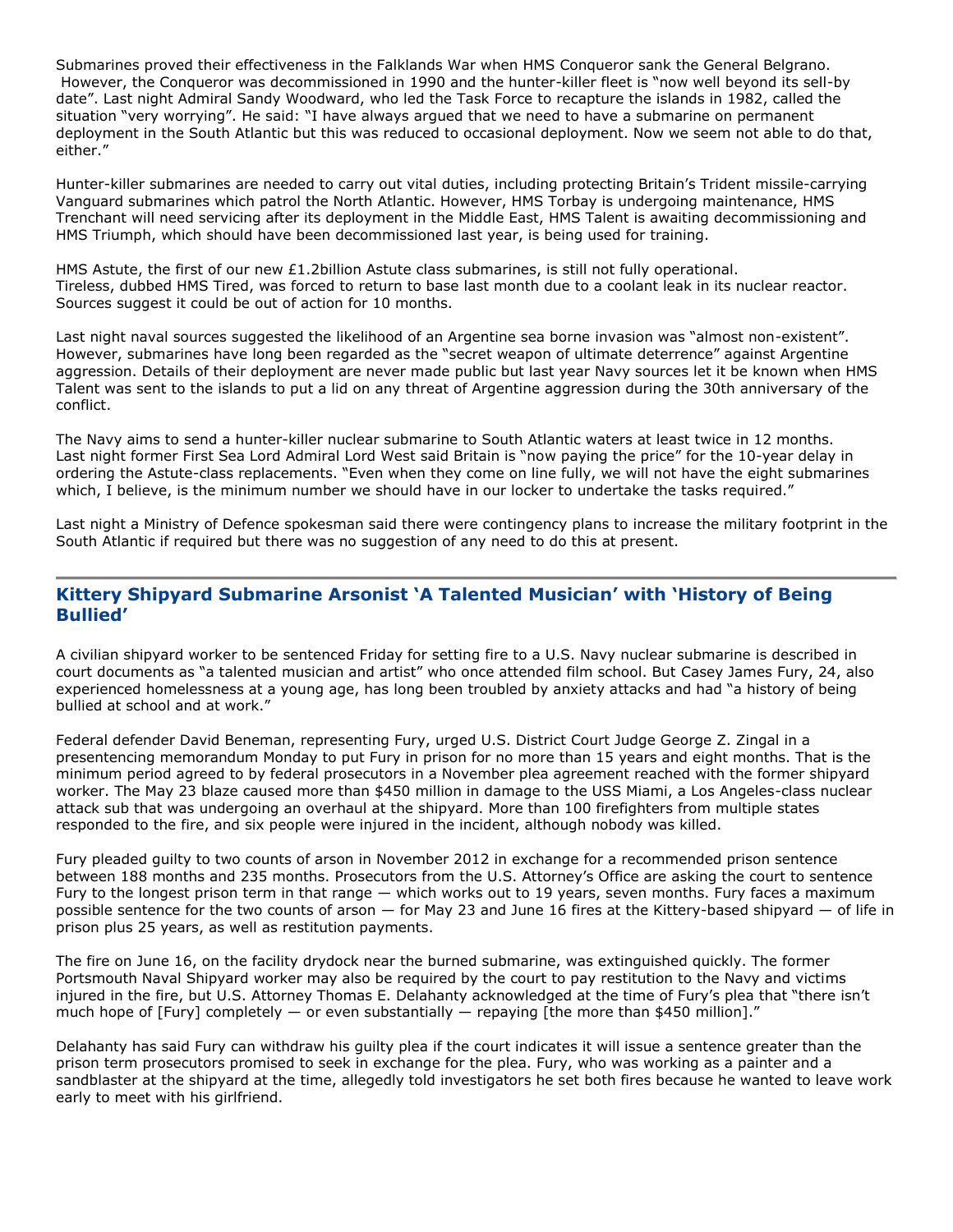Submarines proved their effectiveness in the Falklands War when HMS Conqueror sank the General Belgrano. However, the Conqueror was decommissioned in 1990 and the hunter-killer fleet is "now well beyond its sell-by date". Last night Admiral Sandy Woodward, who led the Task Force to recapture the islands in 1982, called the situation "very worrying". He said: "I have always argued that we need to have a submarine on permanent deployment in the South Atlantic but this was reduced to occasional deployment. Now we seem not able to do that, either."

Hunter-killer submarines are needed to carry out vital duties, including protecting Britain's Trident missile-carrying Vanguard submarines which patrol the North Atlantic. However, HMS Torbay is undergoing maintenance, HMS Trenchant will need servicing after its deployment in the Middle East, HMS Talent is awaiting decommissioning and HMS Triumph, which should have been decommissioned last year, is being used for training.

HMS Astute, the first of our new £1.2billion Astute class submarines, is still not fully operational. Tireless, dubbed HMS Tired, was forced to return to base last month due to a coolant leak in its nuclear reactor. Sources suggest it could be out of action for 10 months.

Last night naval sources suggested the likelihood of an Argentine sea borne invasion was "almost non-existent". However, submarines have long been regarded as the "secret weapon of ultimate deterrence" against Argentine aggression. Details of their deployment are never made public but last year Navy sources let it be known when HMS Talent was sent to the islands to put a lid on any threat of Argentine aggression during the 30th anniversary of the conflict.

The Navy aims to send a hunter-killer nuclear submarine to South Atlantic waters at least twice in 12 months. Last night former First Sea Lord Admiral Lord West said Britain is "now paying the price" for the 10-year delay in ordering the Astute-class replacements. "Even when they come on line fully, we will not have the eight submarines which, I believe, is the minimum number we should have in our locker to undertake the tasks required."

Last night a Ministry of Defence spokesman said there were contingency plans to increase the military footprint in the South Atlantic if required but there was no suggestion of any need to do this at present.

---

## Kittery Shipyard Submarine Arsonist 'A Talented Musician' with 'History of Being Bullied'

A civilian shipyard worker to be sentenced Friday for setting fire to a U.S. Navy nuclear submarine is described in court documents as "a talented musician and artist" who once attended film school. But Casey James Fury, 24, also experienced homelessness at a young age, has long been troubled by anxiety attacks and had "a history of being bullied at school and at work."

Federal defender David Beneman, representing Fury, urged U.S. District Court Judge George Z. Zingal in a presentencing memorandum Monday to put Fury in prison for no more than 15 years and eight months. That is the minimum period agreed to by federal prosecutors in a November plea agreement reached with the former shipyard worker. The May 23 blaze caused more than $450 million in damage to the USS Miami, a Los Angeles-class nuclear attack sub that was undergoing an overhaul at the shipyard. More than 100 firefighters from multiple states responded to the fire, and six people were injured in the incident, although nobody was killed.

Fury pleaded guilty to two counts of arson in November 2012 in exchange for a recommended prison sentence between 188 months and 235 months. Prosecutors from the U.S. Attorney's Office are asking the court to sentence Fury to the longest prison term in that range — which works out to 19 years, seven months. Fury faces a maximum possible sentence for the two counts of arson — for May 23 and June 16 fires at the Kittery-based shipyard — of life in prison plus 25 years, as well as restitution payments.

The fire on June 16, on the facility drydock near the burned submarine, was extinguished quickly. The former Portsmouth Naval Shipyard worker may also be required by the court to pay restitution to the Navy and victims injured in the fire, but U.S. Attorney Thomas E. Delahanty acknowledged at the time of Fury's plea that "there isn't much hope of [Fury] completely — or even substantially — repaying [the more than $450 million]."

Delahanty has said Fury can withdraw his guilty plea if the court indicates it will issue a sentence greater than the prison term prosecutors promised to seek in exchange for the plea. Fury, who was working as a painter and a sandblaster at the shipyard at the time, allegedly told investigators he set both fires because he wanted to leave work early to meet with his girlfriend.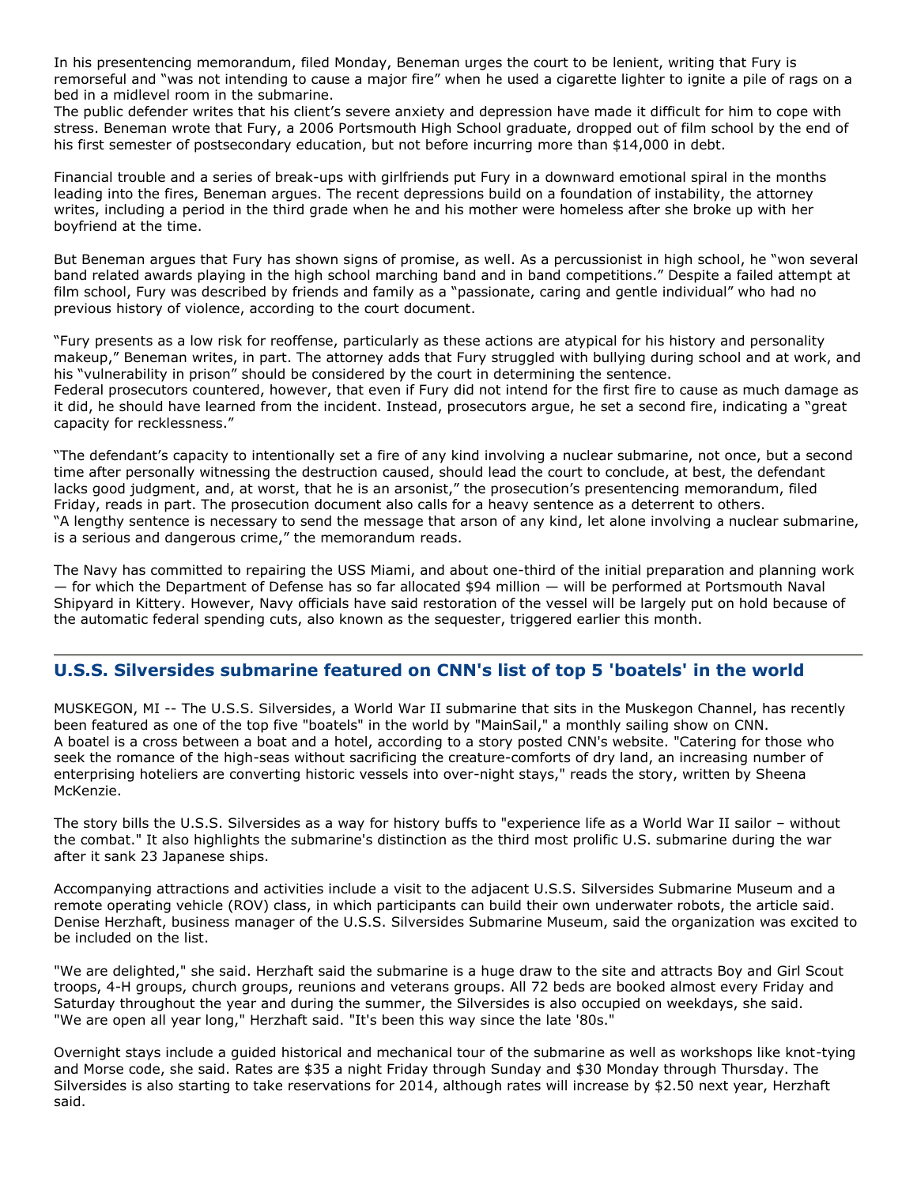In his presentencing memorandum, filed Monday, Beneman urges the court to be lenient, writing that Fury is remorseful and "was not intending to cause a major fire" when he used a cigarette lighter to ignite a pile of rags on a bed in a midlevel room in the submarine.

The public defender writes that his client's severe anxiety and depression have made it difficult for him to cope with stress. Beneman wrote that Fury, a 2006 Portsmouth High School graduate, dropped out of film school by the end of his first semester of postsecondary education, but not before incurring more than $14,000 in debt.

Financial trouble and a series of break-ups with girlfriends put Fury in a downward emotional spiral in the months leading into the fires, Beneman argues. The recent depressions build on a foundation of instability, the attorney writes, including a period in the third grade when he and his mother were homeless after she broke up with her boyfriend at the time.

But Beneman argues that Fury has shown signs of promise, as well. As a percussionist in high school, he "won several band related awards playing in the high school marching band and in band competitions." Despite a failed attempt at film school, Fury was described by friends and family as a "passionate, caring and gentle individual" who had no previous history of violence, according to the court document.

"Fury presents as a low risk for reoffense, particularly as these actions are atypical for his history and personality makeup," Beneman writes, in part. The attorney adds that Fury struggled with bullying during school and at work, and his "vulnerability in prison" should be considered by the court in determining the sentence.

Federal prosecutors countered, however, that even if Fury did not intend for the first fire to cause as much damage as it did, he should have learned from the incident. Instead, prosecutors argue, he set a second fire, indicating a "great capacity for recklessness."

"The defendant's capacity to intentionally set a fire of any kind involving a nuclear submarine, not once, but a second time after personally witnessing the destruction caused, should lead the court to conclude, at best, the defendant lacks good judgment, and, at worst, that he is an arsonist," the prosecution's presentencing memorandum, filed Friday, reads in part. The prosecution document also calls for a heavy sentence as a deterrent to others.

"A lengthy sentence is necessary to send the message that arson of any kind, let alone involving a nuclear submarine, is a serious and dangerous crime," the memorandum reads.

The Navy has committed to repairing the USS Miami, and about one-third of the initial preparation and planning work — for which the Department of Defense has so far allocated $94 million — will be performed at Portsmouth Naval Shipyard in Kittery. However, Navy officials have said restoration of the vessel will be largely put on hold because of the automatic federal spending cuts, also known as the sequester, triggered earlier this month.

---

## U.S.S. Silversides submarine featured on CNN's list of top 5 'boatels' in the world

MUSKEGON, MI -- The U.S.S. Silversides, a World War II submarine that sits in the Muskegon Channel, has recently been featured as one of the top five "boatels" in the world by "MainSail," a monthly sailing show on CNN.

A boatel is a cross between a boat and a hotel, according to a story posted CNN's website. "Catering for those who seek the romance of the high-seas without sacrificing the creature-comforts of dry land, an increasing number of enterprising hoteliers are converting historic vessels into over-night stays," reads the story, written by Sheena McKenzie.

The story bills the U.S.S. Silversides as a way for history buffs to "experience life as a World War II sailor – without the combat." It also highlights the submarine's distinction as the third most prolific U.S. submarine during the war after it sank 23 Japanese ships.

Accompanying attractions and activities include a visit to the adjacent U.S.S. Silversides Submarine Museum and a remote operating vehicle (ROV) class, in which participants can build their own underwater robots, the article said. Denise Herzhaft, business manager of the U.S.S. Silversides Submarine Museum, said the organization was excited to be included on the list.

"We are delighted," she said. Herzhaft said the submarine is a huge draw to the site and attracts Boy and Girl Scout troops, 4-H groups, church groups, reunions and veterans groups. All 72 beds are booked almost every Friday and Saturday throughout the year and during the summer, the Silversides is also occupied on weekdays, she said.

"We are open all year long," Herzhaft said. "It's been this way since the late '80s."

Overnight stays include a guided historical and mechanical tour of the submarine as well as workshops like knot-tying and Morse code, she said. Rates are $35 a night Friday through Sunday and $30 Monday through Thursday. The Silversides is also starting to take reservations for 2014, although rates will increase by $2.50 next year, Herzhaft said.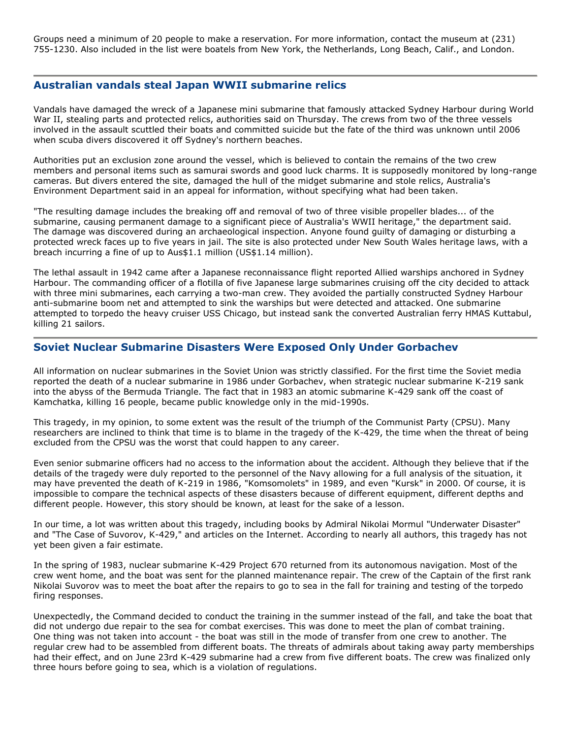Groups need a minimum of 20 people to make a reservation. For more information, contact the museum at (231) 755-1230. Also included in the list were boatels from New York, the Netherlands, Long Beach, Calif., and London.

## Australian vandals steal Japan WWII submarine relics

Vandals have damaged the wreck of a Japanese mini submarine that famously attacked Sydney Harbour during World War II, stealing parts and protected relics, authorities said on Thursday. The crews from two of the three vessels involved in the assault scuttled their boats and committed suicide but the fate of the third was unknown until 2006 when scuba divers discovered it off Sydney's northern beaches.

Authorities put an exclusion zone around the vessel, which is believed to contain the remains of the two crew members and personal items such as samurai swords and good luck charms. It is supposedly monitored by long-range cameras. But divers entered the site, damaged the hull of the midget submarine and stole relics, Australia's Environment Department said in an appeal for information, without specifying what had been taken.

"The resulting damage includes the breaking off and removal of two of three visible propeller blades... of the submarine, causing permanent damage to a significant piece of Australia's WWII heritage," the department said. The damage was discovered during an archaeological inspection. Anyone found guilty of damaging or disturbing a protected wreck faces up to five years in jail. The site is also protected under New South Wales heritage laws, with a breach incurring a fine of up to Aus$1.1 million (US$1.14 million).

The lethal assault in 1942 came after a Japanese reconnaissance flight reported Allied warships anchored in Sydney Harbour. The commanding officer of a flotilla of five Japanese large submarines cruising off the city decided to attack with three mini submarines, each carrying a two-man crew. They avoided the partially constructed Sydney Harbour anti-submarine boom net and attempted to sink the warships but were detected and attacked. One submarine attempted to torpedo the heavy cruiser USS Chicago, but instead sank the converted Australian ferry HMAS Kuttabul, killing 21 sailors.

## Soviet Nuclear Submarine Disasters Were Exposed Only Under Gorbachev

All information on nuclear submarines in the Soviet Union was strictly classified. For the first time the Soviet media reported the death of a nuclear submarine in 1986 under Gorbachev, when strategic nuclear submarine K-219 sank into the abyss of the Bermuda Triangle. The fact that in 1983 an atomic submarine K-429 sank off the coast of Kamchatka, killing 16 people, became public knowledge only in the mid-1990s.

This tragedy, in my opinion, to some extent was the result of the triumph of the Communist Party (CPSU). Many researchers are inclined to think that time is to blame in the tragedy of the K-429, the time when the threat of being excluded from the CPSU was the worst that could happen to any career.

Even senior submarine officers had no access to the information about the accident. Although they believe that if the details of the tragedy were duly reported to the personnel of the Navy allowing for a full analysis of the situation, it may have prevented the death of K-219 in 1986, "Komsomolets" in 1989, and even "Kursk" in 2000. Of course, it is impossible to compare the technical aspects of these disasters because of different equipment, different depths and different people. However, this story should be known, at least for the sake of a lesson.

In our time, a lot was written about this tragedy, including books by Admiral Nikolai Mormul "Underwater Disaster" and "The Case of Suvorov, K-429," and articles on the Internet. According to nearly all authors, this tragedy has not yet been given a fair estimate.

In the spring of 1983, nuclear submarine K-429 Project 670 returned from its autonomous navigation. Most of the crew went home, and the boat was sent for the planned maintenance repair. The crew of the Captain of the first rank Nikolai Suvorov was to meet the boat after the repairs to go to sea in the fall for training and testing of the torpedo firing responses.

Unexpectedly, the Command decided to conduct the training in the summer instead of the fall, and take the boat that did not undergo due repair to the sea for combat exercises. This was done to meet the plan of combat training. One thing was not taken into account - the boat was still in the mode of transfer from one crew to another. The regular crew had to be assembled from different boats. The threats of admirals about taking away party memberships had their effect, and on June 23rd K-429 submarine had a crew from five different boats. The crew was finalized only three hours before going to sea, which is a violation of regulations.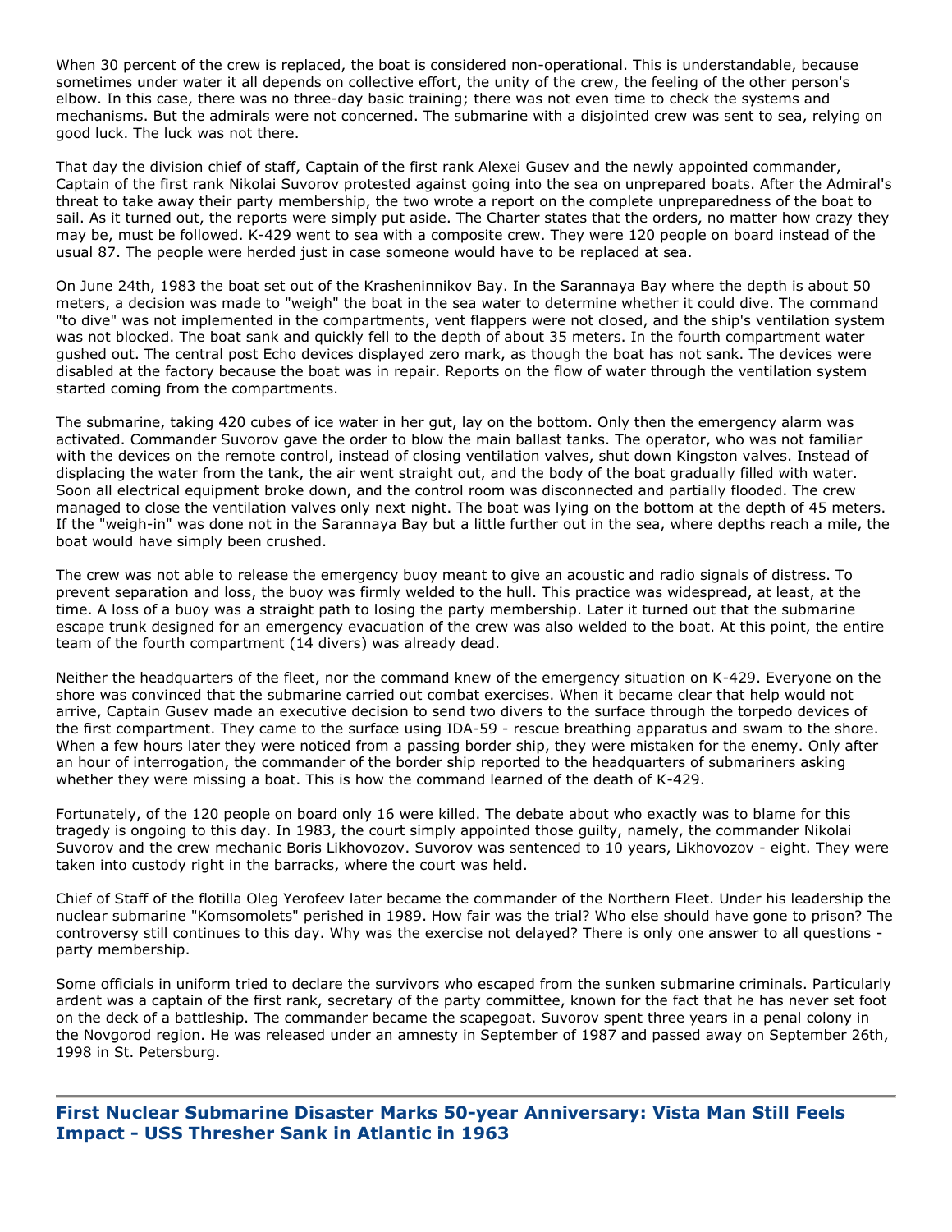When 30 percent of the crew is replaced, the boat is considered non-operational. This is understandable, because sometimes under water it all depends on collective effort, the unity of the crew, the feeling of the other person's elbow. In this case, there was no three-day basic training; there was not even time to check the systems and mechanisms. But the admirals were not concerned. The submarine with a disjointed crew was sent to sea, relying on good luck. The luck was not there.

That day the division chief of staff, Captain of the first rank Alexei Gusev and the newly appointed commander, Captain of the first rank Nikolai Suvorov protested against going into the sea on unprepared boats. After the Admiral's threat to take away their party membership, the two wrote a report on the complete unpreparedness of the boat to sail. As it turned out, the reports were simply put aside. The Charter states that the orders, no matter how crazy they may be, must be followed. K-429 went to sea with a composite crew. They were 120 people on board instead of the usual 87. The people were herded just in case someone would have to be replaced at sea.

On June 24th, 1983 the boat set out of the Krasheninnikov Bay. In the Sarannaya Bay where the depth is about 50 meters, a decision was made to "weigh" the boat in the sea water to determine whether it could dive. The command "to dive" was not implemented in the compartments, vent flappers were not closed, and the ship's ventilation system was not blocked. The boat sank and quickly fell to the depth of about 35 meters. In the fourth compartment water gushed out. The central post Echo devices displayed zero mark, as though the boat has not sank. The devices were disabled at the factory because the boat was in repair. Reports on the flow of water through the ventilation system started coming from the compartments.

The submarine, taking 420 cubes of ice water in her gut, lay on the bottom. Only then the emergency alarm was activated. Commander Suvorov gave the order to blow the main ballast tanks. The operator, who was not familiar with the devices on the remote control, instead of closing ventilation valves, shut down Kingston valves. Instead of displacing the water from the tank, the air went straight out, and the body of the boat gradually filled with water. Soon all electrical equipment broke down, and the control room was disconnected and partially flooded. The crew managed to close the ventilation valves only next night. The boat was lying on the bottom at the depth of 45 meters. If the "weigh-in" was done not in the Sarannaya Bay but a little further out in the sea, where depths reach a mile, the boat would have simply been crushed.

The crew was not able to release the emergency buoy meant to give an acoustic and radio signals of distress. To prevent separation and loss, the buoy was firmly welded to the hull. This practice was widespread, at least, at the time. A loss of a buoy was a straight path to losing the party membership. Later it turned out that the submarine escape trunk designed for an emergency evacuation of the crew was also welded to the boat. At this point, the entire team of the fourth compartment (14 divers) was already dead.

Neither the headquarters of the fleet, nor the command knew of the emergency situation on K-429. Everyone on the shore was convinced that the submarine carried out combat exercises. When it became clear that help would not arrive, Captain Gusev made an executive decision to send two divers to the surface through the torpedo devices of the first compartment. They came to the surface using IDA-59 - rescue breathing apparatus and swam to the shore. When a few hours later they were noticed from a passing border ship, they were mistaken for the enemy. Only after an hour of interrogation, the commander of the border ship reported to the headquarters of submariners asking whether they were missing a boat. This is how the command learned of the death of K-429.

Fortunately, of the 120 people on board only 16 were killed. The debate about who exactly was to blame for this tragedy is ongoing to this day. In 1983, the court simply appointed those guilty, namely, the commander Nikolai Suvorov and the crew mechanic Boris Likhovozov. Suvorov was sentenced to 10 years, Likhovozov - eight. They were taken into custody right in the barracks, where the court was held.

Chief of Staff of the flotilla Oleg Yerofeev later became the commander of the Northern Fleet. Under his leadership the nuclear submarine "Komsomolets" perished in 1989. How fair was the trial? Who else should have gone to prison? The controversy still continues to this day. Why was the exercise not delayed? There is only one answer to all questions - party membership.

Some officials in uniform tried to declare the survivors who escaped from the sunken submarine criminals. Particularly ardent was a captain of the first rank, secretary of the party committee, known for the fact that he has never set foot on the deck of a battleship. The commander became the scapegoat. Suvorov spent three years in a penal colony in the Novgorod region. He was released under an amnesty in September of 1987 and passed away on September 26th, 1998 in St. Petersburg.

---

## First Nuclear Submarine Disaster Marks 50-year Anniversary: Vista Man Still Feels Impact - USS Thresher Sank in Atlantic in 1963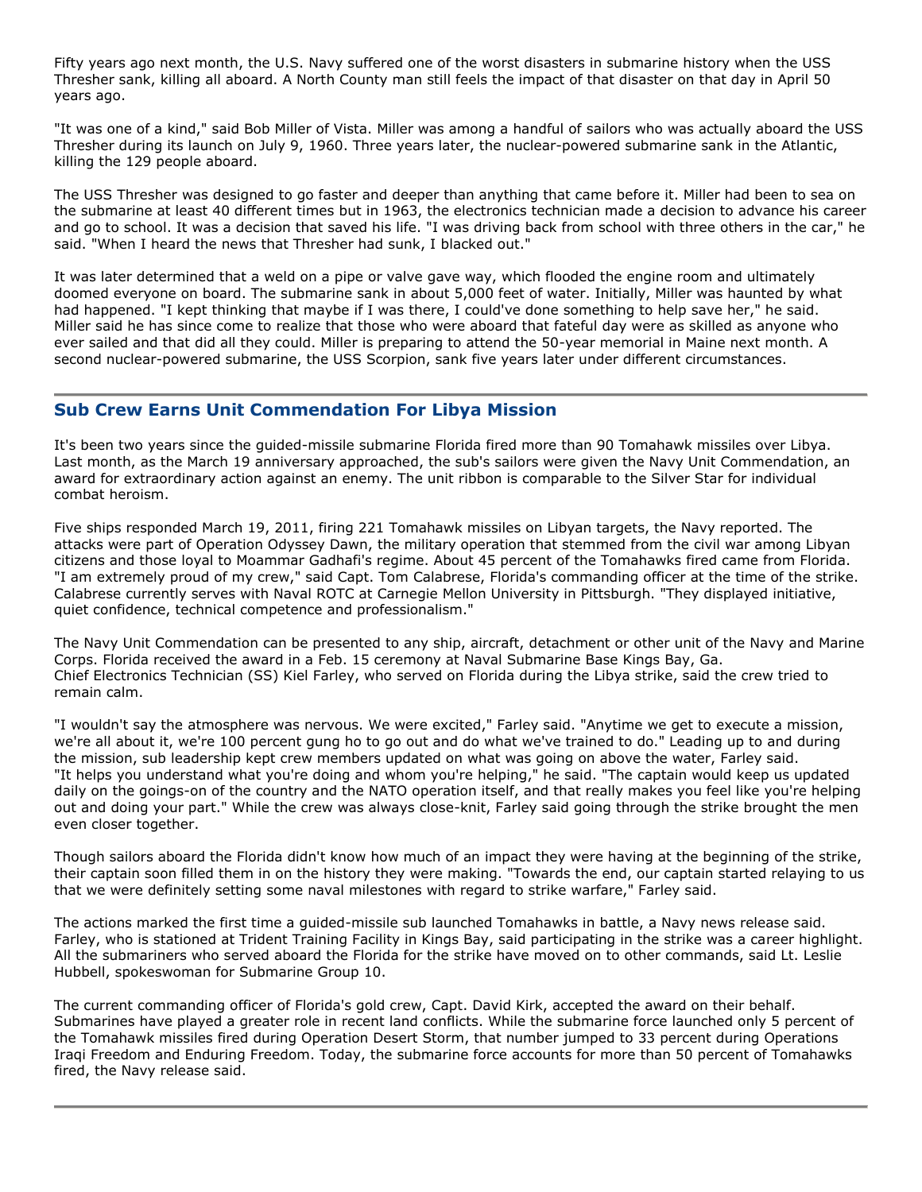Fifty years ago next month, the U.S. Navy suffered one of the worst disasters in submarine history when the USS Thresher sank, killing all aboard. A North County man still feels the impact of that disaster on that day in April 50 years ago.

"It was one of a kind," said Bob Miller of Vista. Miller was among a handful of sailors who was actually aboard the USS Thresher during its launch on July 9, 1960. Three years later, the nuclear-powered submarine sank in the Atlantic, killing the 129 people aboard.

The USS Thresher was designed to go faster and deeper than anything that came before it. Miller had been to sea on the submarine at least 40 different times but in 1963, the electronics technician made a decision to advance his career and go to school. It was a decision that saved his life. "I was driving back from school with three others in the car," he said. "When I heard the news that Thresher had sunk, I blacked out."

It was later determined that a weld on a pipe or valve gave way, which flooded the engine room and ultimately doomed everyone on board. The submarine sank in about 5,000 feet of water. Initially, Miller was haunted by what had happened. "I kept thinking that maybe if I was there, I could've done something to help save her," he said. Miller said he has since come to realize that those who were aboard that fateful day were as skilled as anyone who ever sailed and that did all they could. Miller is preparing to attend the 50-year memorial in Maine next month. A second nuclear-powered submarine, the USS Scorpion, sank five years later under different circumstances.

## Sub Crew Earns Unit Commendation For Libya Mission

It's been two years since the guided-missile submarine Florida fired more than 90 Tomahawk missiles over Libya. Last month, as the March 19 anniversary approached, the sub's sailors were given the Navy Unit Commendation, an award for extraordinary action against an enemy. The unit ribbon is comparable to the Silver Star for individual combat heroism.

Five ships responded March 19, 2011, firing 221 Tomahawk missiles on Libyan targets, the Navy reported. The attacks were part of Operation Odyssey Dawn, the military operation that stemmed from the civil war among Libyan citizens and those loyal to Moammar Gadhafi's regime. About 45 percent of the Tomahawks fired came from Florida. "I am extremely proud of my crew," said Capt. Tom Calabrese, Florida's commanding officer at the time of the strike. Calabrese currently serves with Naval ROTC at Carnegie Mellon University in Pittsburgh. "They displayed initiative, quiet confidence, technical competence and professionalism."

The Navy Unit Commendation can be presented to any ship, aircraft, detachment or other unit of the Navy and Marine Corps. Florida received the award in a Feb. 15 ceremony at Naval Submarine Base Kings Bay, Ga.
Chief Electronics Technician (SS) Kiel Farley, who served on Florida during the Libya strike, said the crew tried to remain calm.

"I wouldn't say the atmosphere was nervous. We were excited," Farley said. "Anytime we get to execute a mission, we're all about it, we're 100 percent gung ho to go out and do what we've trained to do." Leading up to and during the mission, sub leadership kept crew members updated on what was going on above the water, Farley said. "It helps you understand what you're doing and whom you're helping," he said. "The captain would keep us updated daily on the goings-on of the country and the NATO operation itself, and that really makes you feel like you're helping out and doing your part." While the crew was always close-knit, Farley said going through the strike brought the men even closer together.

Though sailors aboard the Florida didn't know how much of an impact they were having at the beginning of the strike, their captain soon filled them in on the history they were making. "Towards the end, our captain started relaying to us that we were definitely setting some naval milestones with regard to strike warfare," Farley said.

The actions marked the first time a guided-missile sub launched Tomahawks in battle, a Navy news release said. Farley, who is stationed at Trident Training Facility in Kings Bay, said participating in the strike was a career highlight. All the submariners who served aboard the Florida for the strike have moved on to other commands, said Lt. Leslie Hubbell, spokeswoman for Submarine Group 10.

The current commanding officer of Florida's gold crew, Capt. David Kirk, accepted the award on their behalf. Submarines have played a greater role in recent land conflicts. While the submarine force launched only 5 percent of the Tomahawk missiles fired during Operation Desert Storm, that number jumped to 33 percent during Operations Iraqi Freedom and Enduring Freedom. Today, the submarine force accounts for more than 50 percent of Tomahawks fired, the Navy release said.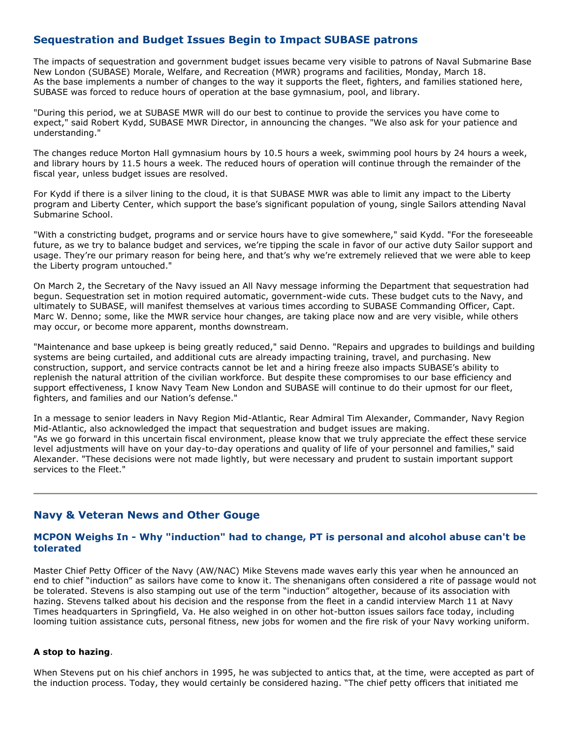## Sequestration and Budget Issues Begin to Impact SUBASE patrons

The impacts of sequestration and government budget issues became very visible to patrons of Naval Submarine Base New London (SUBASE) Morale, Welfare, and Recreation (MWR) programs and facilities, Monday, March 18. As the base implements a number of changes to the way it supports the fleet, fighters, and families stationed here, SUBASE was forced to reduce hours of operation at the base gymnasium, pool, and library.

"During this period, we at SUBASE MWR will do our best to continue to provide the services you have come to expect," said Robert Kydd, SUBASE MWR Director, in announcing the changes. "We also ask for your patience and understanding."

The changes reduce Morton Hall gymnasium hours by 10.5 hours a week, swimming pool hours by 24 hours a week, and library hours by 11.5 hours a week. The reduced hours of operation will continue through the remainder of the fiscal year, unless budget issues are resolved.

For Kydd if there is a silver lining to the cloud, it is that SUBASE MWR was able to limit any impact to the Liberty program and Liberty Center, which support the base's significant population of young, single Sailors attending Naval Submarine School.

"With a constricting budget, programs and or service hours have to give somewhere," said Kydd. "For the foreseeable future, as we try to balance budget and services, we're tipping the scale in favor of our active duty Sailor support and usage. They're our primary reason for being here, and that's why we're extremely relieved that we were able to keep the Liberty program untouched."

On March 2, the Secretary of the Navy issued an All Navy message informing the Department that sequestration had begun. Sequestration set in motion required automatic, government-wide cuts. These budget cuts to the Navy, and ultimately to SUBASE, will manifest themselves at various times according to SUBASE Commanding Officer, Capt. Marc W. Denno; some, like the MWR service hour changes, are taking place now and are very visible, while others may occur, or become more apparent, months downstream.

"Maintenance and base upkeep is being greatly reduced," said Denno. "Repairs and upgrades to buildings and building systems are being curtailed, and additional cuts are already impacting training, travel, and purchasing. New construction, support, and service contracts cannot be let and a hiring freeze also impacts SUBASE's ability to replenish the natural attrition of the civilian workforce. But despite these compromises to our base efficiency and support effectiveness, I know Navy Team New London and SUBASE will continue to do their upmost for our fleet, fighters, and families and our Nation's defense."

In a message to senior leaders in Navy Region Mid-Atlantic, Rear Admiral Tim Alexander, Commander, Navy Region Mid-Atlantic, also acknowledged the impact that sequestration and budget issues are making.
"As we go forward in this uncertain fiscal environment, please know that we truly appreciate the effect these service level adjustments will have on your day-to-day operations and quality of life of your personnel and families," said Alexander. "These decisions were not made lightly, but were necessary and prudent to sustain important support services to the Fleet."

---

## Navy & Veteran News and Other Gouge

### MCPON Weighs In - Why "induction" had to change, PT is personal and alcohol abuse can't be tolerated

Master Chief Petty Officer of the Navy (AW/NAC) Mike Stevens made waves early this year when he announced an end to chief "induction" as sailors have come to know it. The shenanigans often considered a rite of passage would not be tolerated. Stevens is also stamping out use of the term "induction" altogether, because of its association with hazing. Stevens talked about his decision and the response from the fleet in a candid interview March 11 at Navy Times headquarters in Springfield, Va. He also weighed in on other hot-button issues sailors face today, including looming tuition assistance cuts, personal fitness, new jobs for women and the fire risk of your Navy working uniform.

**A stop to hazing**.

When Stevens put on his chief anchors in 1995, he was subjected to antics that, at the time, were accepted as part of the induction process. Today, they would certainly be considered hazing. "The chief petty officers that initiated me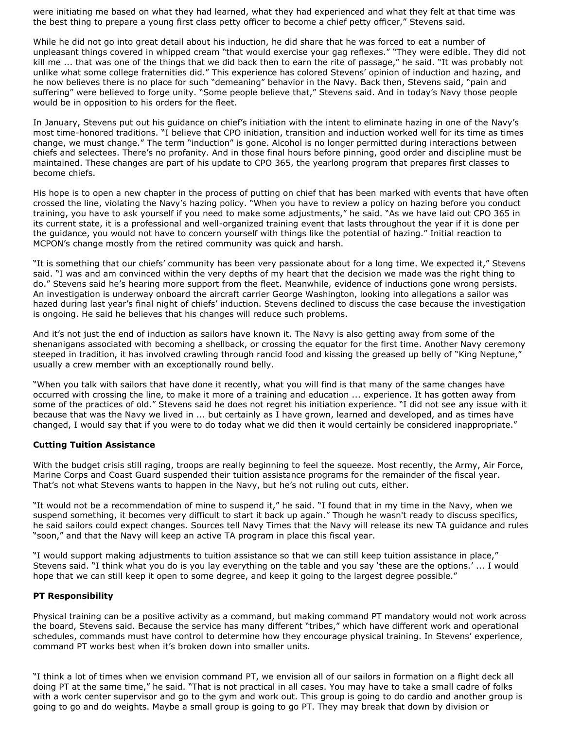were initiating me based on what they had learned, what they had experienced and what they felt at that time was the best thing to prepare a young first class petty officer to become a chief petty officer," Stevens said.

While he did not go into great detail about his induction, he did share that he was forced to eat a number of unpleasant things covered in whipped cream "that would exercise your gag reflexes." "They were edible. They did not kill me ... that was one of the things that we did back then to earn the rite of passage," he said. "It was probably not unlike what some college fraternities did." This experience has colored Stevens' opinion of induction and hazing, and he now believes there is no place for such "demeaning" behavior in the Navy. Back then, Stevens said, "pain and suffering" were believed to forge unity. "Some people believe that," Stevens said. And in today's Navy those people would be in opposition to his orders for the fleet.

In January, Stevens put out his guidance on chief's initiation with the intent to eliminate hazing in one of the Navy's most time-honored traditions. "I believe that CPO initiation, transition and induction worked well for its time as times change, we must change." The term "induction" is gone. Alcohol is no longer permitted during interactions between chiefs and selectees. There's no profanity. And in those final hours before pinning, good order and discipline must be maintained. These changes are part of his update to CPO 365, the yearlong program that prepares first classes to become chiefs.

His hope is to open a new chapter in the process of putting on chief that has been marked with events that have often crossed the line, violating the Navy's hazing policy. "When you have to review a policy on hazing before you conduct training, you have to ask yourself if you need to make some adjustments," he said. "As we have laid out CPO 365 in its current state, it is a professional and well-organized training event that lasts throughout the year if it is done per the guidance, you would not have to concern yourself with things like the potential of hazing." Initial reaction to MCPON's change mostly from the retired community was quick and harsh.

"It is something that our chiefs' community has been very passionate about for a long time. We expected it," Stevens said. "I was and am convinced within the very depths of my heart that the decision we made was the right thing to do." Stevens said he's hearing more support from the fleet. Meanwhile, evidence of inductions gone wrong persists. An investigation is underway onboard the aircraft carrier George Washington, looking into allegations a sailor was hazed during last year's final night of chiefs' induction. Stevens declined to discuss the case because the investigation is ongoing. He said he believes that his changes will reduce such problems.

And it's not just the end of induction as sailors have known it. The Navy is also getting away from some of the shenanigans associated with becoming a shellback, or crossing the equator for the first time. Another Navy ceremony steeped in tradition, it has involved crawling through rancid food and kissing the greased up belly of "King Neptune," usually a crew member with an exceptionally round belly.

"When you talk with sailors that have done it recently, what you will find is that many of the same changes have occurred with crossing the line, to make it more of a training and education ... experience. It has gotten away from some of the practices of old." Stevens said he does not regret his initiation experience. "I did not see any issue with it because that was the Navy we lived in ... but certainly as I have grown, learned and developed, and as times have changed, I would say that if you were to do today what we did then it would certainly be considered inappropriate."

**Cutting Tuition Assistance**

With the budget crisis still raging, troops are really beginning to feel the squeeze. Most recently, the Army, Air Force, Marine Corps and Coast Guard suspended their tuition assistance programs for the remainder of the fiscal year. That's not what Stevens wants to happen in the Navy, but he's not ruling out cuts, either.

"It would not be a recommendation of mine to suspend it," he said. "I found that in my time in the Navy, when we suspend something, it becomes very difficult to start it back up again." Though he wasn't ready to discuss specifics, he said sailors could expect changes. Sources tell Navy Times that the Navy will release its new TA guidance and rules "soon," and that the Navy will keep an active TA program in place this fiscal year.

"I would support making adjustments to tuition assistance so that we can still keep tuition assistance in place," Stevens said. "I think what you do is you lay everything on the table and you say 'these are the options.' ... I would hope that we can still keep it open to some degree, and keep it going to the largest degree possible."

**PT Responsibility**

Physical training can be a positive activity as a command, but making command PT mandatory would not work across the board, Stevens said. Because the service has many different "tribes," which have different work and operational schedules, commands must have control to determine how they encourage physical training. In Stevens' experience, command PT works best when it's broken down into smaller units.

"I think a lot of times when we envision command PT, we envision all of our sailors in formation on a flight deck all doing PT at the same time," he said. "That is not practical in all cases. You may have to take a small cadre of folks with a work center supervisor and go to the gym and work out. This group is going to do cardio and another group is going to go and do weights. Maybe a small group is going to go PT. They may break that down by division or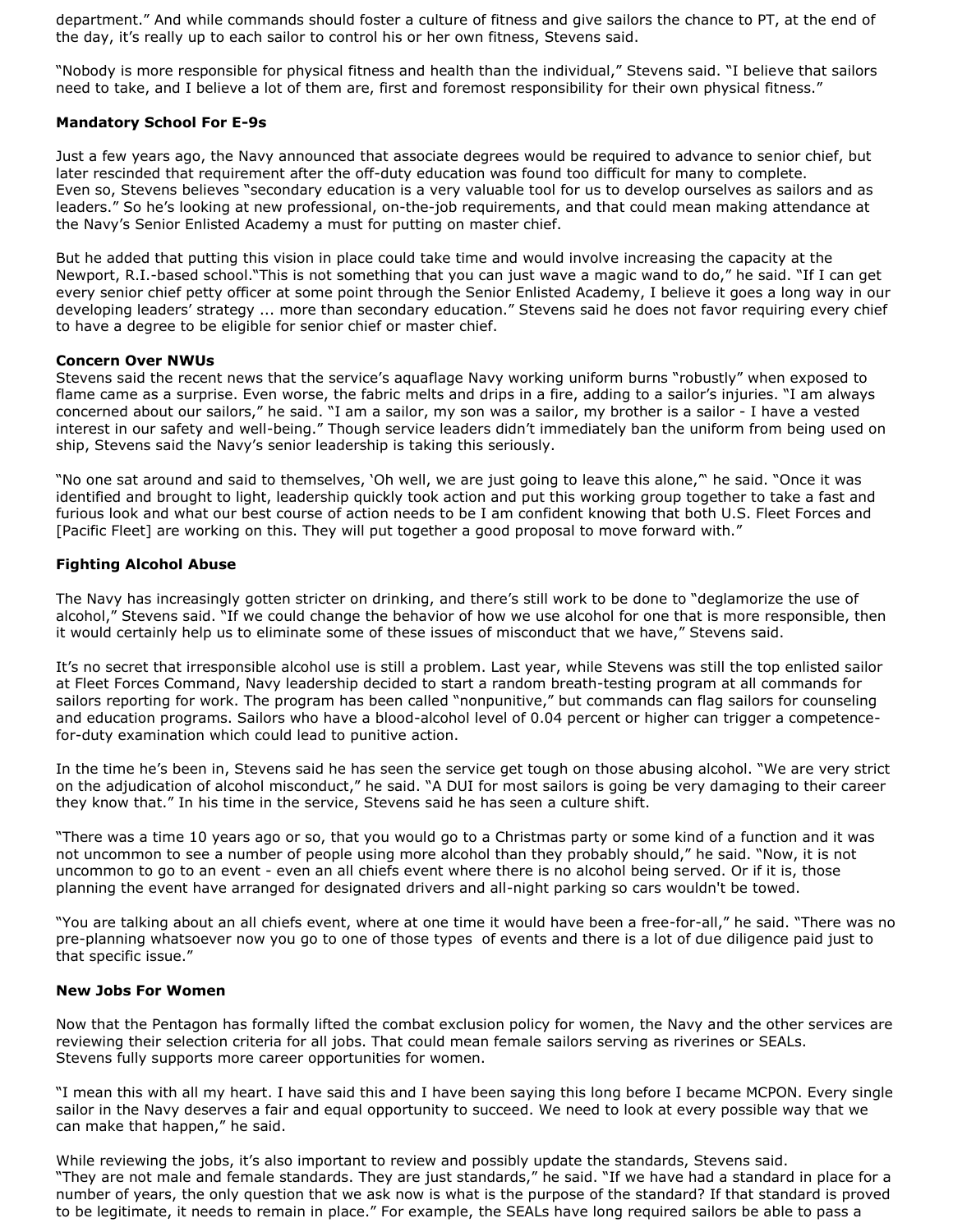department." And while commands should foster a culture of fitness and give sailors the chance to PT, at the end of the day, it's really up to each sailor to control his or her own fitness, Stevens said.

"Nobody is more responsible for physical fitness and health than the individual," Stevens said. "I believe that sailors need to take, and I believe a lot of them are, first and foremost responsibility for their own physical fitness."

**Mandatory School For E-9s**

Just a few years ago, the Navy announced that associate degrees would be required to advance to senior chief, but later rescinded that requirement after the off-duty education was found too difficult for many to complete. Even so, Stevens believes "secondary education is a very valuable tool for us to develop ourselves as sailors and as leaders." So he's looking at new professional, on-the-job requirements, and that could mean making attendance at the Navy's Senior Enlisted Academy a must for putting on master chief.

But he added that putting this vision in place could take time and would involve increasing the capacity at the Newport, R.I.-based school."This is not something that you can just wave a magic wand to do," he said. "If I can get every senior chief petty officer at some point through the Senior Enlisted Academy, I believe it goes a long way in our developing leaders' strategy ... more than secondary education." Stevens said he does not favor requiring every chief to have a degree to be eligible for senior chief or master chief.

**Concern Over NWUs**

Stevens said the recent news that the service's aquaflage Navy working uniform burns "robustly" when exposed to flame came as a surprise. Even worse, the fabric melts and drips in a fire, adding to a sailor's injuries. "I am always concerned about our sailors," he said. "I am a sailor, my son was a sailor, my brother is a sailor - I have a vested interest in our safety and well-being." Though service leaders didn't immediately ban the uniform from being used on ship, Stevens said the Navy's senior leadership is taking this seriously.

"No one sat around and said to themselves, 'Oh well, we are just going to leave this alone,'" he said. "Once it was identified and brought to light, leadership quickly took action and put this working group together to take a fast and furious look and what our best course of action needs to be I am confident knowing that both U.S. Fleet Forces and [Pacific Fleet] are working on this. They will put together a good proposal to move forward with."

**Fighting Alcohol Abuse**

The Navy has increasingly gotten stricter on drinking, and there's still work to be done to "deglamorize the use of alcohol," Stevens said. "If we could change the behavior of how we use alcohol for one that is more responsible, then it would certainly help us to eliminate some of these issues of misconduct that we have," Stevens said.

It's no secret that irresponsible alcohol use is still a problem. Last year, while Stevens was still the top enlisted sailor at Fleet Forces Command, Navy leadership decided to start a random breath-testing program at all commands for sailors reporting for work. The program has been called "nonpunitive," but commands can flag sailors for counseling and education programs. Sailors who have a blood-alcohol level of 0.04 percent or higher can trigger a competence-for-duty examination which could lead to punitive action.

In the time he's been in, Stevens said he has seen the service get tough on those abusing alcohol. "We are very strict on the adjudication of alcohol misconduct," he said. "A DUI for most sailors is going be very damaging to their career they know that." In his time in the service, Stevens said he has seen a culture shift.

"There was a time 10 years ago or so, that you would go to a Christmas party or some kind of a function and it was not uncommon to see a number of people using more alcohol than they probably should," he said. "Now, it is not uncommon to go to an event - even an all chiefs event where there is no alcohol being served. Or if it is, those planning the event have arranged for designated drivers and all-night parking so cars wouldn't be towed.

"You are talking about an all chiefs event, where at one time it would have been a free-for-all," he said. "There was no pre-planning whatsoever now you go to one of those types of events and there is a lot of due diligence paid just to that specific issue."

**New Jobs For Women**

Now that the Pentagon has formally lifted the combat exclusion policy for women, the Navy and the other services are reviewing their selection criteria for all jobs. That could mean female sailors serving as riverines or SEALs. Stevens fully supports more career opportunities for women.

"I mean this with all my heart. I have said this and I have been saying this long before I became MCPON. Every single sailor in the Navy deserves a fair and equal opportunity to succeed. We need to look at every possible way that we can make that happen," he said.

While reviewing the jobs, it's also important to review and possibly update the standards, Stevens said. "They are not male and female standards. They are just standards," he said. "If we have had a standard in place for a number of years, the only question that we ask now is what is the purpose of the standard? If that standard is proved to be legitimate, it needs to remain in place." For example, the SEALs have long required sailors be able to pass a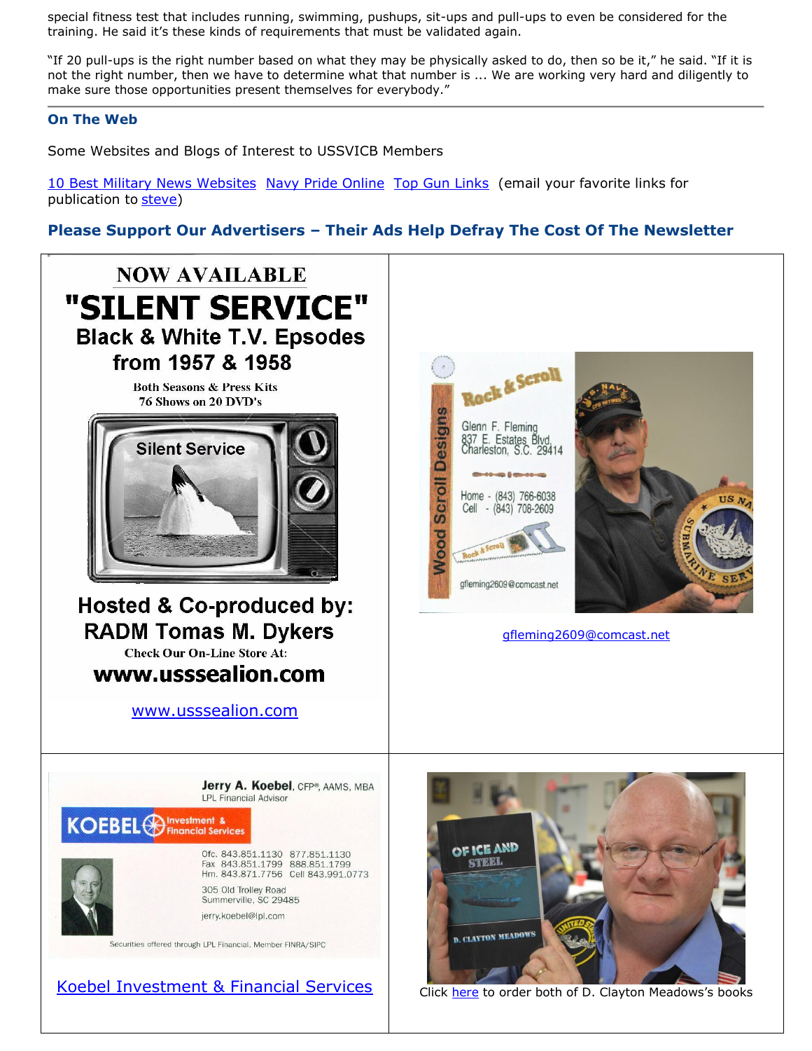special fitness test that includes running, swimming, pushups, sit-ups and pull-ups to even be considered for the training. He said it's these kinds of requirements that must be validated again.

"If 20 pull-ups is the right number based on what they may be physically asked to do, then so be it," he said. "If it is not the right number, then we have to determine what that number is ... We are working very hard and diligently to make sure those opportunities present themselves for everybody."

## On The Web

Some Websites and Blogs of Interest to USSVICB Members

10 Best Military News Websites Navy Pride Online Top Gun Links (email your favorite links for publication to steve)

## Please Support Our Advertisers – Their Ads Help Defray The Cost Of The Newsletter

NOW AVAILABLE

**"SILENT SERVICE"**

**Black & White T.V. Epsodes from 1957 & 1958**

Both Seasons & Press Kits
76 Shows on 20 DVD's

Silent Service

**Hosted & Co-produced by: RADM Tomas M. Dykers**

Check Our On-Line Store At:

**www.usssealion.com**

www.usssealion.com

Rock & Scroll

Wood Scroll Designs

Glenn F. Fleming
837 E. Estates Blvd.
Charleston, S.C. 29414

Home - (843) 766-6038
Cell - (843) 708-2609

gfleming2609@comcast.net

gfleming2609@comcast.net

**Jerry A. Koebel**, CFP®, AAMS, MBA
LPL Financial Advisor

KOEBEL Investment & Financial Services

Ofc. 843.851.1130 877.851.1130
Fax 843.851.1799 888.851.1799
Hm. 843.871.7756 Cell 843.991.0773

305 Old Trolley Road
Summerville, SC 29485

jerry.koebel@lpl.com

Securities offered through LPL Financial. Member FINRA/SIPC

Koebel Investment & Financial Services

Click here to order both of D. Clayton Meadows's books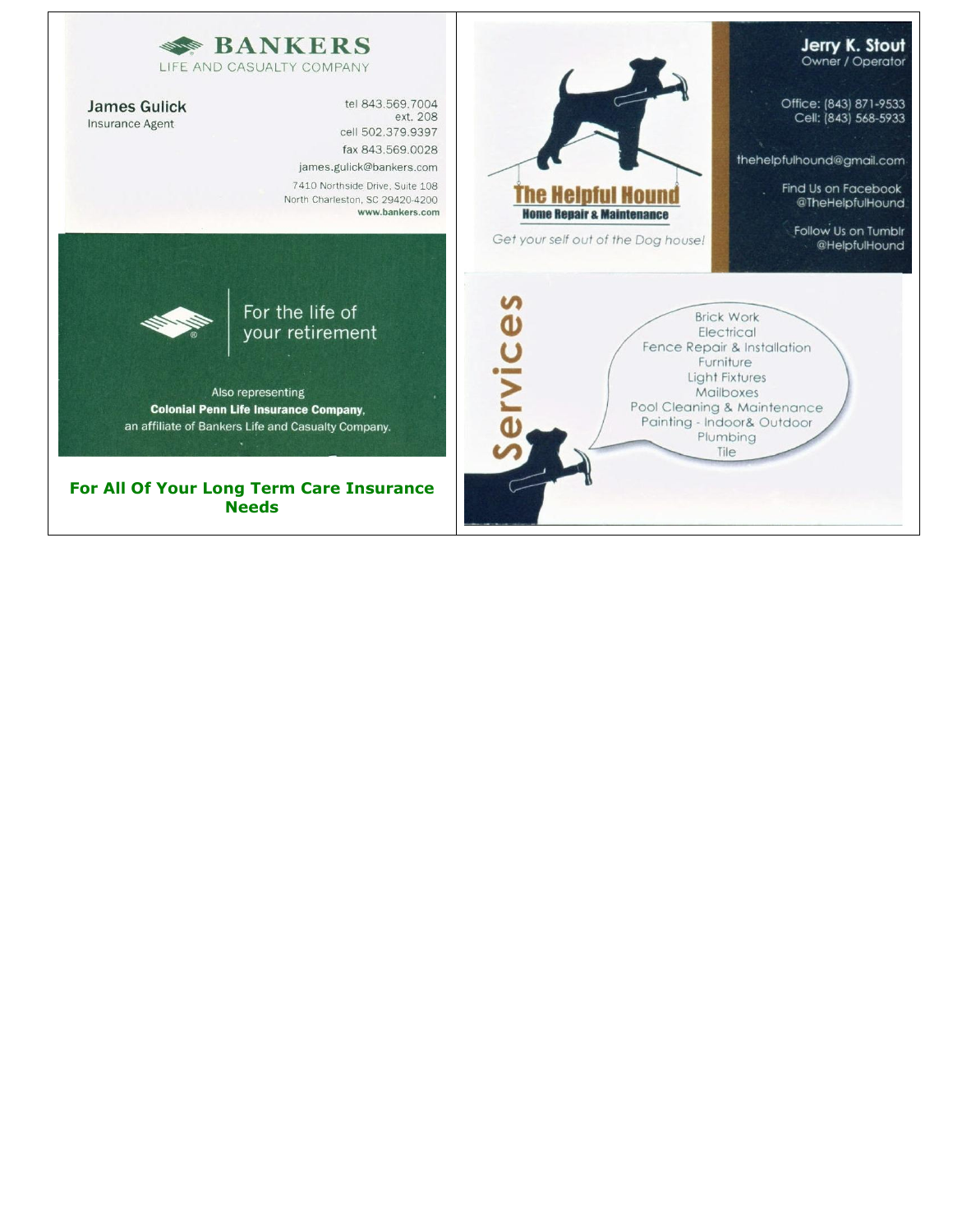**BANKERS**
LIFE AND CASUALTY COMPANY

James Gulick
Insurance Agent

tel 843.569.7004
ext. 208
cell 502.379.9397
fax 843.569.0028
james.gulick@bankers.com
7410 Northside Drive, Suite 108
North Charleston, SC 29420-4200
**www.bankers.com**

For the life of your retirement

Also representing
**Colonial Penn Life Insurance Company**,
an affiliate of Bankers Life and Casualty Company.

**For All Of Your Long Term Care Insurance Needs**

**The Helpful Hound**
**Home Repair & Maintenance**
*Get your self out of the Dog house!*

**Jerry K. Stout**
Owner / Operator

Office: (843) 871-9533
Cell: (843) 568-5933

thehelpfulhound@gmail.com

Find Us on Facebook
@TheHelpfulHound

Follow Us on Tumblr
@HelpfulHound

Services

- Brick Work
- Electrical
- Fence Repair & Installation
- Furniture
- Light Fixtures
- Mailboxes
- Pool Cleaning & Maintenance
- Painting - Indoor& Outdoor
- Plumbing
- Tile